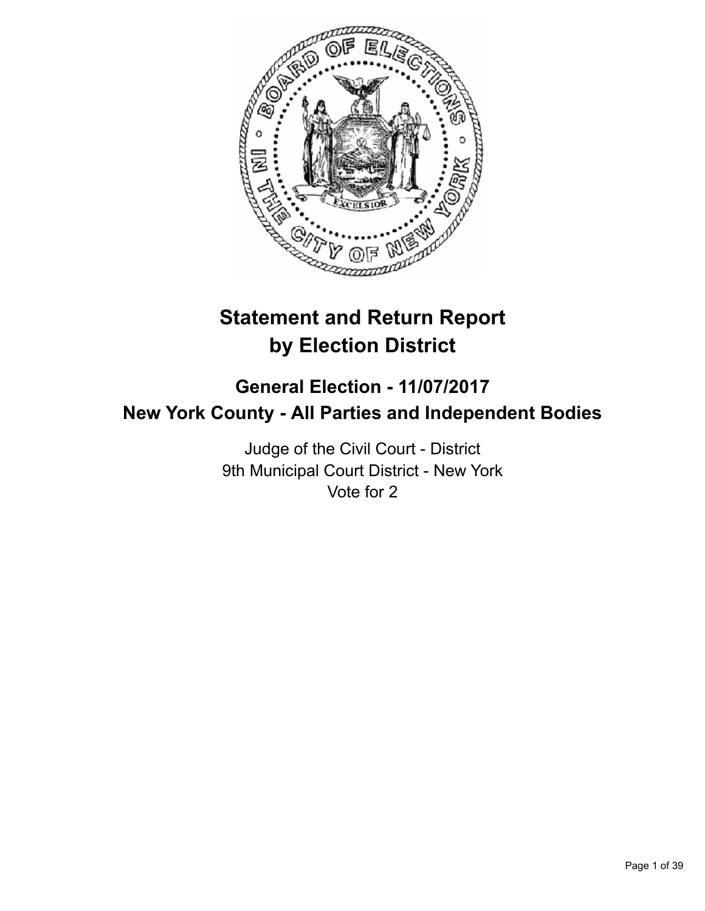# Statement and Return Report by Election District

## General Election - 11/07/2017
## New York County - All Parties and Independent Bodies

Judge of the Civil Court - District
9th Municipal Court District - New York
Vote for 2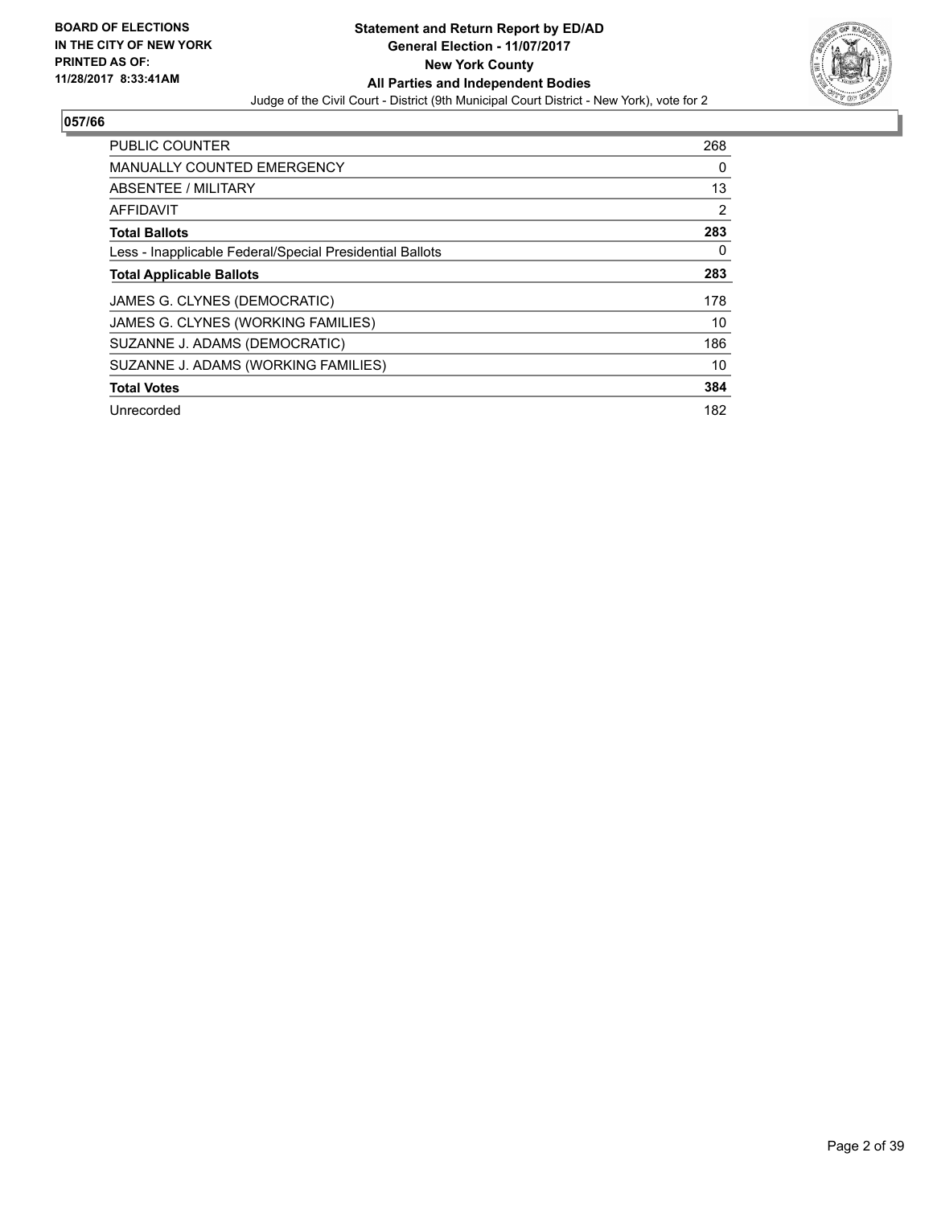**BOARD OF ELECTIONS IN THE CITY OF NEW YORK PRINTED AS OF: 11/28/2017 8:33:41AM**

# Statement and Return Report by ED/AD
## General Election - 11/07/2017
## New York County
## All Parties and Independent Bodies

Judge of the Civil Court - District (9th Municipal Court District - New York), vote for 2

### 057/66

| | |
|---|---|
| PUBLIC COUNTER | 268 |
| MANUALLY COUNTED EMERGENCY | 0 |
| ABSENTEE / MILITARY | 13 |
| AFFIDAVIT | 2 |
| **Total Ballots** | **283** |
| Less - Inapplicable Federal/Special Presidential Ballots | 0 |
| **Total Applicable Ballots** | **283** |
| JAMES G. CLYNES (DEMOCRATIC) | 178 |
| JAMES G. CLYNES (WORKING FAMILIES) | 10 |
| SUZANNE J. ADAMS (DEMOCRATIC) | 186 |
| SUZANNE J. ADAMS (WORKING FAMILIES) | 10 |
| **Total Votes** | **384** |
| Unrecorded | 182 |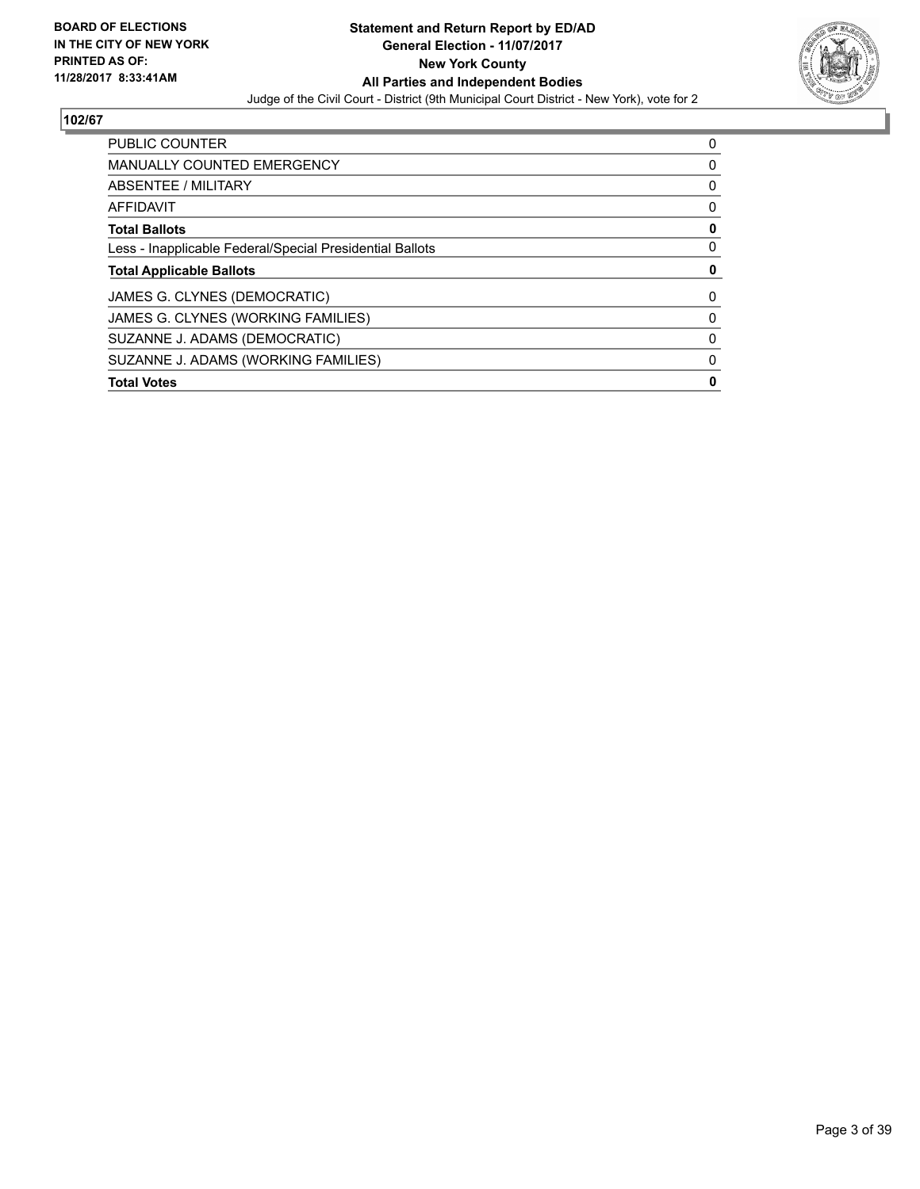**BOARD OF ELECTIONS IN THE CITY OF NEW YORK PRINTED AS OF: 11/28/2017 8:33:41AM**

**Statement and Return Report by ED/AD**
**General Election - 11/07/2017**
**New York County**
**All Parties and Independent Bodies**
Judge of the Civil Court - District (9th Municipal Court District - New York), vote for 2

**102/67**

| | |
|---|---|
| PUBLIC COUNTER | 0 |
| MANUALLY COUNTED EMERGENCY | 0 |
| ABSENTEE / MILITARY | 0 |
| AFFIDAVIT | 0 |
| **Total Ballots** | **0** |
| Less - Inapplicable Federal/Special Presidential Ballots | 0 |
| **Total Applicable Ballots** | **0** |
| JAMES G. CLYNES (DEMOCRATIC) | 0 |
| JAMES G. CLYNES (WORKING FAMILIES) | 0 |
| SUZANNE J. ADAMS (DEMOCRATIC) | 0 |
| SUZANNE J. ADAMS (WORKING FAMILIES) | 0 |
| **Total Votes** | **0** |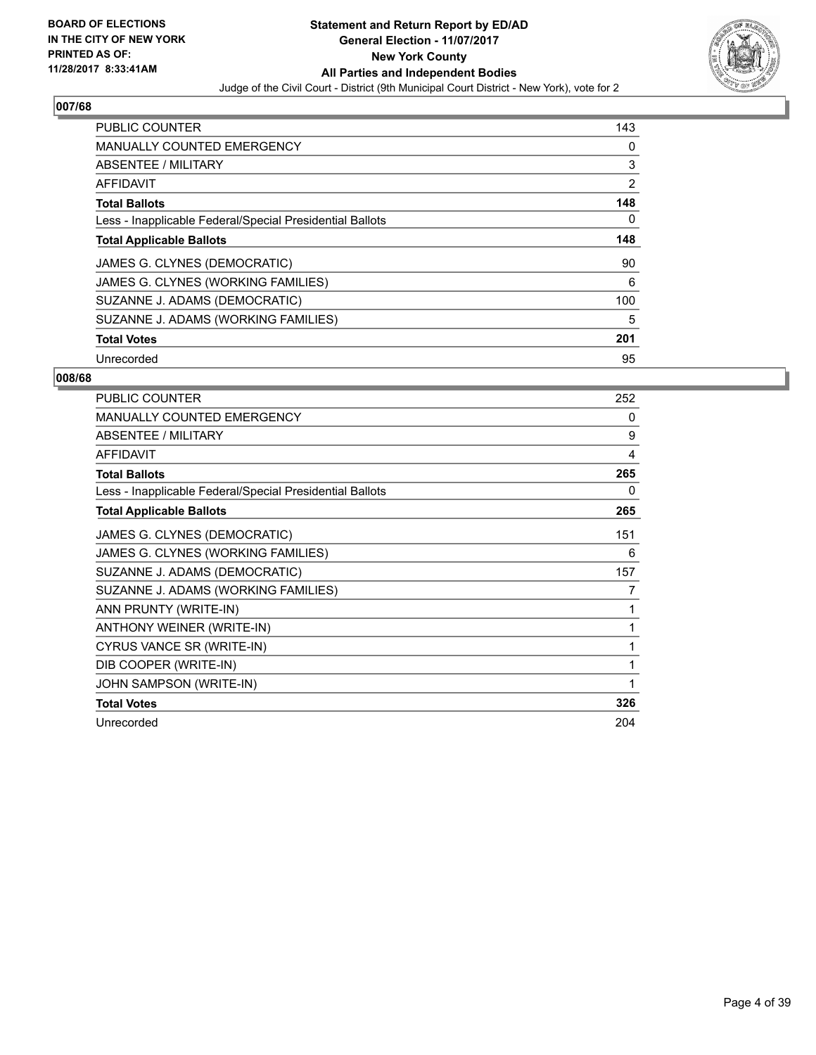**BOARD OF ELECTIONS IN THE CITY OF NEW YORK PRINTED AS OF: 11/28/2017 8:33:41AM**

**Statement and Return Report by ED/AD**
**General Election - 11/07/2017**
**New York County**
**All Parties and Independent Bodies**
Judge of the Civil Court - District (9th Municipal Court District - New York), vote for 2

### 007/68

| | |
|---|---|
| PUBLIC COUNTER | 143 |
| MANUALLY COUNTED EMERGENCY | 0 |
| ABSENTEE / MILITARY | 3 |
| AFFIDAVIT | 2 |
| **Total Ballots** | **148** |
| Less - Inapplicable Federal/Special Presidential Ballots | 0 |
| **Total Applicable Ballots** | **148** |
| JAMES G. CLYNES (DEMOCRATIC) | 90 |
| JAMES G. CLYNES (WORKING FAMILIES) | 6 |
| SUZANNE J. ADAMS (DEMOCRATIC) | 100 |
| SUZANNE J. ADAMS (WORKING FAMILIES) | 5 |
| **Total Votes** | **201** |
| Unrecorded | 95 |

### 008/68

| | |
|---|---|
| PUBLIC COUNTER | 252 |
| MANUALLY COUNTED EMERGENCY | 0 |
| ABSENTEE / MILITARY | 9 |
| AFFIDAVIT | 4 |
| **Total Ballots** | **265** |
| Less - Inapplicable Federal/Special Presidential Ballots | 0 |
| **Total Applicable Ballots** | **265** |
| JAMES G. CLYNES (DEMOCRATIC) | 151 |
| JAMES G. CLYNES (WORKING FAMILIES) | 6 |
| SUZANNE J. ADAMS (DEMOCRATIC) | 157 |
| SUZANNE J. ADAMS (WORKING FAMILIES) | 7 |
| ANN PRUNTY (WRITE-IN) | 1 |
| ANTHONY WEINER (WRITE-IN) | 1 |
| CYRUS VANCE SR (WRITE-IN) | 1 |
| DIB COOPER (WRITE-IN) | 1 |
| JOHN SAMPSON (WRITE-IN) | 1 |
| **Total Votes** | **326** |
| Unrecorded | 204 |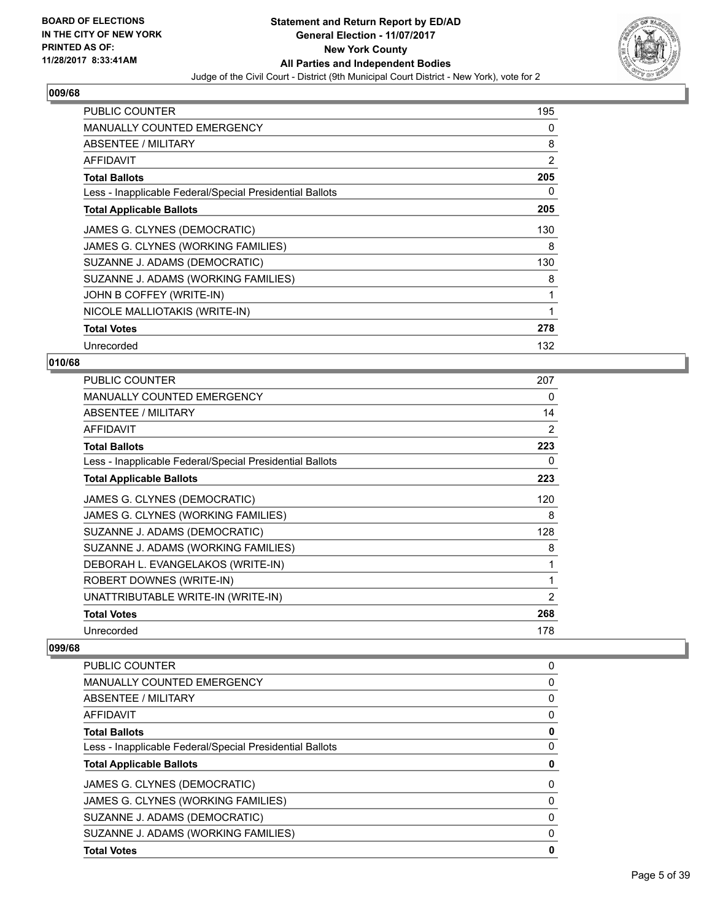**BOARD OF ELECTIONS IN THE CITY OF NEW YORK PRINTED AS OF: 11/28/2017 8:33:41AM**

**Statement and Return Report by ED/AD General Election - 11/07/2017 New York County All Parties and Independent Bodies**

Judge of the Civil Court - District (9th Municipal Court District - New York), vote for 2

## 009/68

| | |
|---|---|
| PUBLIC COUNTER | 195 |
| MANUALLY COUNTED EMERGENCY | 0 |
| ABSENTEE / MILITARY | 8 |
| AFFIDAVIT | 2 |
| **Total Ballots** | **205** |
| Less - Inapplicable Federal/Special Presidential Ballots | 0 |
| **Total Applicable Ballots** | **205** |
| JAMES G. CLYNES (DEMOCRATIC) | 130 |
| JAMES G. CLYNES (WORKING FAMILIES) | 8 |
| SUZANNE J. ADAMS (DEMOCRATIC) | 130 |
| SUZANNE J. ADAMS (WORKING FAMILIES) | 8 |
| JOHN B COFFEY (WRITE-IN) | 1 |
| NICOLE MALLIOTAKIS (WRITE-IN) | 1 |
| **Total Votes** | **278** |
| Unrecorded | 132 |

## 010/68

| | |
|---|---|
| PUBLIC COUNTER | 207 |
| MANUALLY COUNTED EMERGENCY | 0 |
| ABSENTEE / MILITARY | 14 |
| AFFIDAVIT | 2 |
| **Total Ballots** | **223** |
| Less - Inapplicable Federal/Special Presidential Ballots | 0 |
| **Total Applicable Ballots** | **223** |
| JAMES G. CLYNES (DEMOCRATIC) | 120 |
| JAMES G. CLYNES (WORKING FAMILIES) | 8 |
| SUZANNE J. ADAMS (DEMOCRATIC) | 128 |
| SUZANNE J. ADAMS (WORKING FAMILIES) | 8 |
| DEBORAH L. EVANGELAKOS (WRITE-IN) | 1 |
| ROBERT DOWNES (WRITE-IN) | 1 |
| UNATTRIBUTABLE WRITE-IN (WRITE-IN) | 2 |
| **Total Votes** | **268** |
| Unrecorded | 178 |

## 099/68

| | |
|---|---|
| PUBLIC COUNTER | 0 |
| MANUALLY COUNTED EMERGENCY | 0 |
| ABSENTEE / MILITARY | 0 |
| AFFIDAVIT | 0 |
| **Total Ballots** | **0** |
| Less - Inapplicable Federal/Special Presidential Ballots | 0 |
| **Total Applicable Ballots** | **0** |
| JAMES G. CLYNES (DEMOCRATIC) | 0 |
| JAMES G. CLYNES (WORKING FAMILIES) | 0 |
| SUZANNE J. ADAMS (DEMOCRATIC) | 0 |
| SUZANNE J. ADAMS (WORKING FAMILIES) | 0 |
| **Total Votes** | **0** |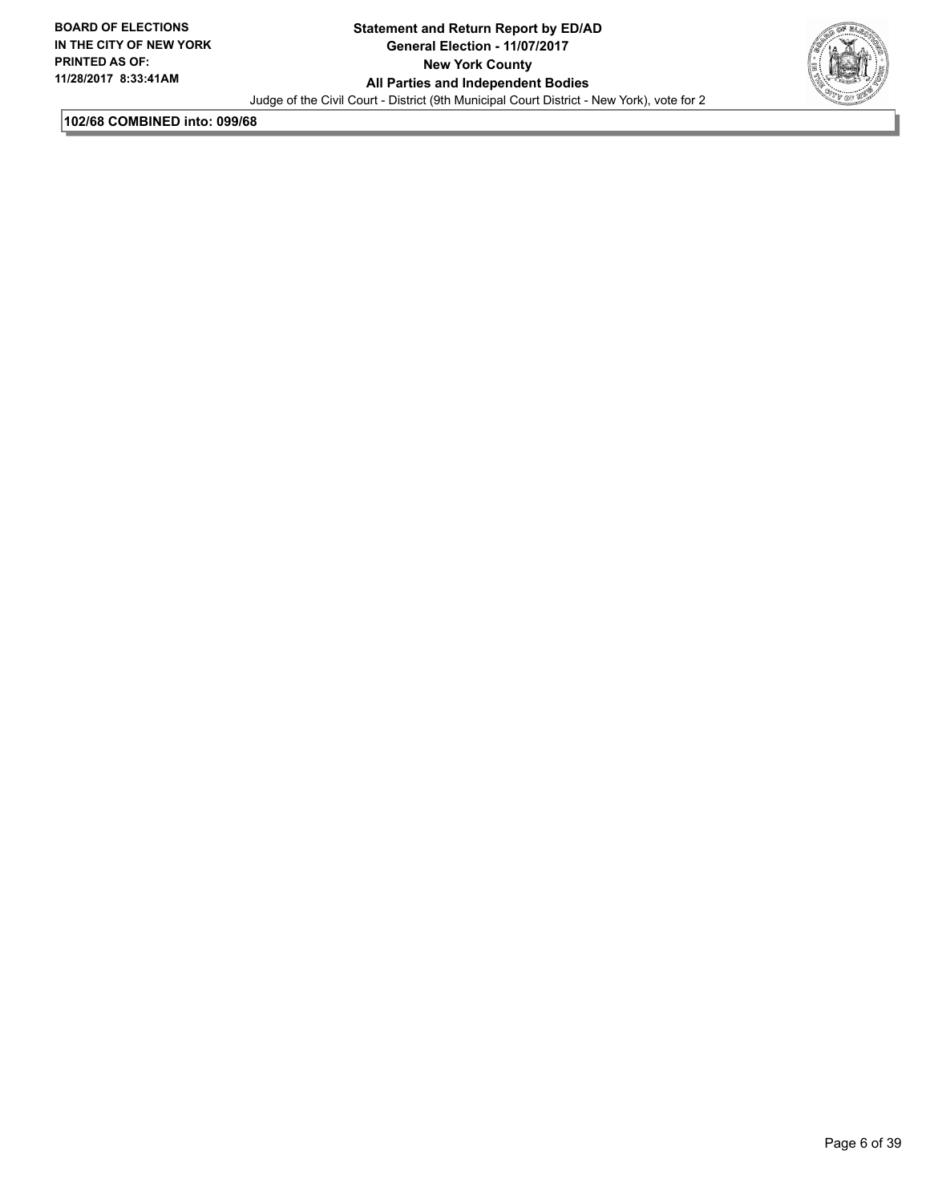**102/68 COMBINED into: 099/68**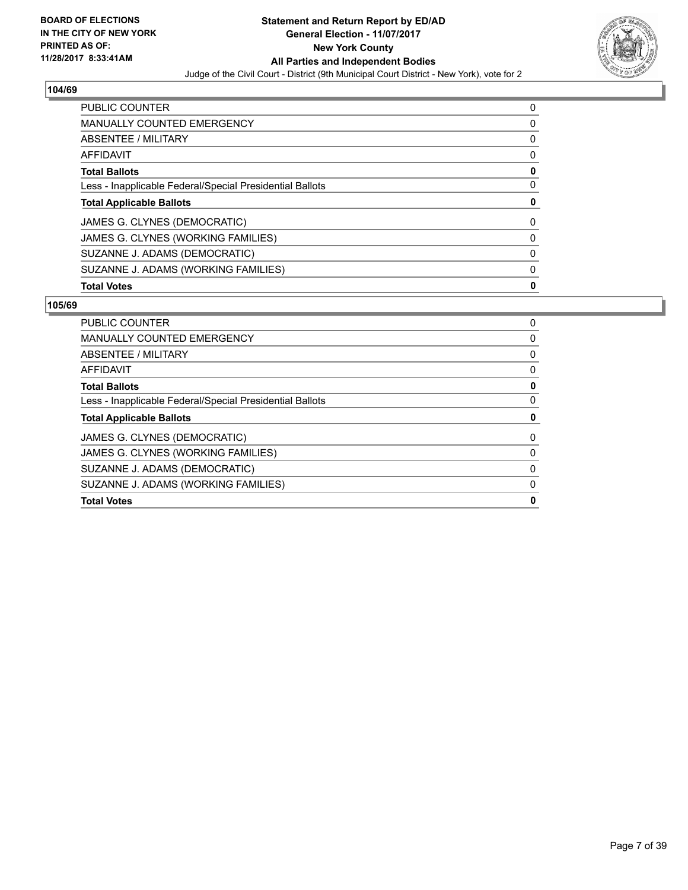**BOARD OF ELECTIONS IN THE CITY OF NEW YORK PRINTED AS OF: 11/28/2017 8:33:41AM**

**Statement and Return Report by ED/AD General Election - 11/07/2017 New York County All Parties and Independent Bodies**

Judge of the Civil Court - District (9th Municipal Court District - New York), vote for 2

### 104/69

| | |
|---|---|
| PUBLIC COUNTER | 0 |
| MANUALLY COUNTED EMERGENCY | 0 |
| ABSENTEE / MILITARY | 0 |
| AFFIDAVIT | 0 |
| **Total Ballots** | **0** |
| Less - Inapplicable Federal/Special Presidential Ballots | 0 |
| **Total Applicable Ballots** | **0** |
| JAMES G. CLYNES (DEMOCRATIC) | 0 |
| JAMES G. CLYNES (WORKING FAMILIES) | 0 |
| SUZANNE J. ADAMS (DEMOCRATIC) | 0 |
| SUZANNE J. ADAMS (WORKING FAMILIES) | 0 |
| **Total Votes** | **0** |

### 105/69

| | |
|---|---|
| PUBLIC COUNTER | 0 |
| MANUALLY COUNTED EMERGENCY | 0 |
| ABSENTEE / MILITARY | 0 |
| AFFIDAVIT | 0 |
| **Total Ballots** | **0** |
| Less - Inapplicable Federal/Special Presidential Ballots | 0 |
| **Total Applicable Ballots** | **0** |
| JAMES G. CLYNES (DEMOCRATIC) | 0 |
| JAMES G. CLYNES (WORKING FAMILIES) | 0 |
| SUZANNE J. ADAMS (DEMOCRATIC) | 0 |
| SUZANNE J. ADAMS (WORKING FAMILIES) | 0 |
| **Total Votes** | **0** |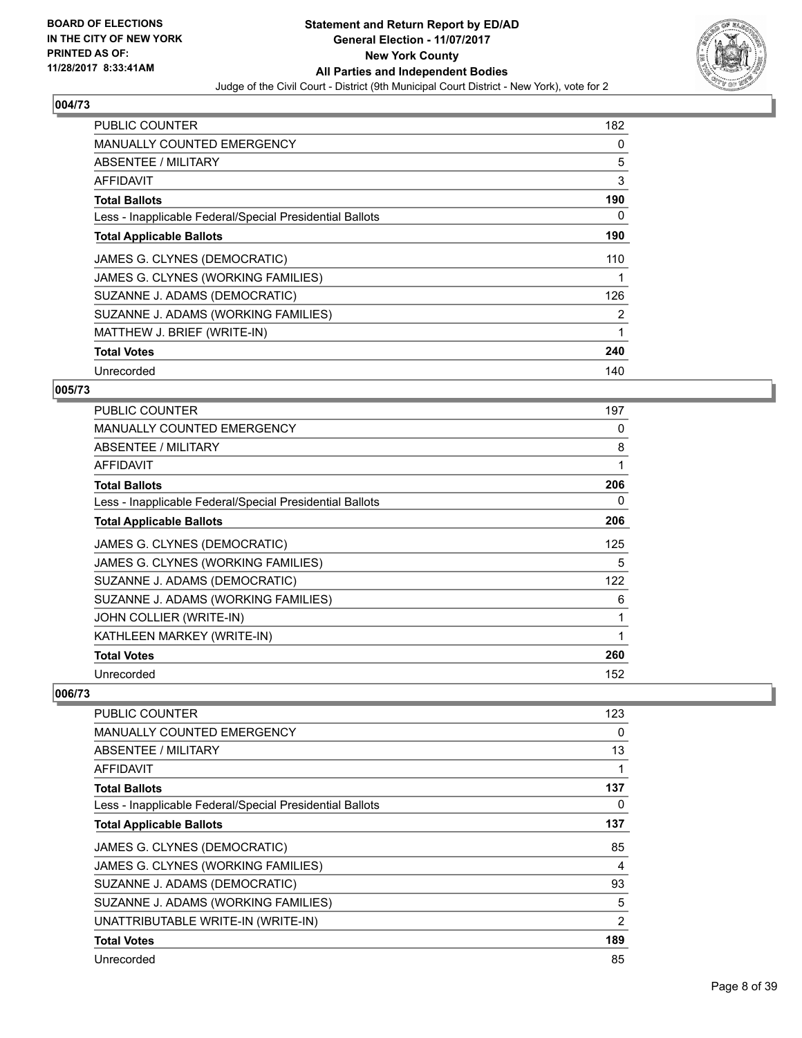**BOARD OF ELECTIONS IN THE CITY OF NEW YORK PRINTED AS OF: 11/28/2017 8:33:41AM**

**Statement and Return Report by ED/AD**
**General Election - 11/07/2017**
**New York County**
**All Parties and Independent Bodies**
Judge of the Civil Court - District (9th Municipal Court District - New York), vote for 2

## 004/73

| | |
|---|---|
| PUBLIC COUNTER | 182 |
| MANUALLY COUNTED EMERGENCY | 0 |
| ABSENTEE / MILITARY | 5 |
| AFFIDAVIT | 3 |
| **Total Ballots** | **190** |
| Less - Inapplicable Federal/Special Presidential Ballots | 0 |
| **Total Applicable Ballots** | **190** |
| JAMES G. CLYNES (DEMOCRATIC) | 110 |
| JAMES G. CLYNES (WORKING FAMILIES) | 1 |
| SUZANNE J. ADAMS (DEMOCRATIC) | 126 |
| SUZANNE J. ADAMS (WORKING FAMILIES) | 2 |
| MATTHEW J. BRIEF (WRITE-IN) | 1 |
| **Total Votes** | **240** |
| Unrecorded | 140 |

## 005/73

| | |
|---|---|
| PUBLIC COUNTER | 197 |
| MANUALLY COUNTED EMERGENCY | 0 |
| ABSENTEE / MILITARY | 8 |
| AFFIDAVIT | 1 |
| **Total Ballots** | **206** |
| Less - Inapplicable Federal/Special Presidential Ballots | 0 |
| **Total Applicable Ballots** | **206** |
| JAMES G. CLYNES (DEMOCRATIC) | 125 |
| JAMES G. CLYNES (WORKING FAMILIES) | 5 |
| SUZANNE J. ADAMS (DEMOCRATIC) | 122 |
| SUZANNE J. ADAMS (WORKING FAMILIES) | 6 |
| JOHN COLLIER (WRITE-IN) | 1 |
| KATHLEEN MARKEY (WRITE-IN) | 1 |
| **Total Votes** | **260** |
| Unrecorded | 152 |

## 006/73

| | |
|---|---|
| PUBLIC COUNTER | 123 |
| MANUALLY COUNTED EMERGENCY | 0 |
| ABSENTEE / MILITARY | 13 |
| AFFIDAVIT | 1 |
| **Total Ballots** | **137** |
| Less - Inapplicable Federal/Special Presidential Ballots | 0 |
| **Total Applicable Ballots** | **137** |
| JAMES G. CLYNES (DEMOCRATIC) | 85 |
| JAMES G. CLYNES (WORKING FAMILIES) | 4 |
| SUZANNE J. ADAMS (DEMOCRATIC) | 93 |
| SUZANNE J. ADAMS (WORKING FAMILIES) | 5 |
| UNATTRIBUTABLE WRITE-IN (WRITE-IN) | 2 |
| **Total Votes** | **189** |
| Unrecorded | 85 |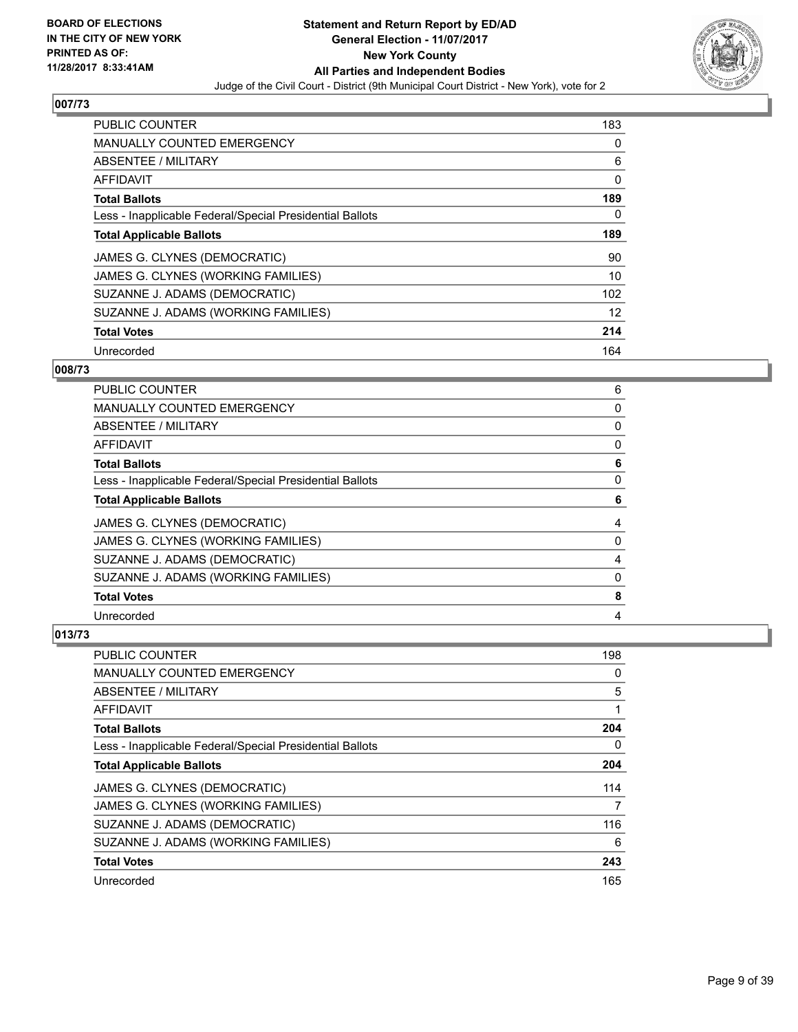**BOARD OF ELECTIONS IN THE CITY OF NEW YORK PRINTED AS OF: 11/28/2017 8:33:41AM**

**Statement and Return Report by ED/AD**
**General Election - 11/07/2017**
**New York County**
**All Parties and Independent Bodies**
Judge of the Civil Court - District (9th Municipal Court District - New York), vote for 2

### 007/73

| | |
|---|---|
| PUBLIC COUNTER | 183 |
| MANUALLY COUNTED EMERGENCY | 0 |
| ABSENTEE / MILITARY | 6 |
| AFFIDAVIT | 0 |
| **Total Ballots** | **189** |
| Less - Inapplicable Federal/Special Presidential Ballots | 0 |
| **Total Applicable Ballots** | **189** |
| JAMES G. CLYNES (DEMOCRATIC) | 90 |
| JAMES G. CLYNES (WORKING FAMILIES) | 10 |
| SUZANNE J. ADAMS (DEMOCRATIC) | 102 |
| SUZANNE J. ADAMS (WORKING FAMILIES) | 12 |
| **Total Votes** | **214** |
| Unrecorded | 164 |

### 008/73

| | |
|---|---|
| PUBLIC COUNTER | 6 |
| MANUALLY COUNTED EMERGENCY | 0 |
| ABSENTEE / MILITARY | 0 |
| AFFIDAVIT | 0 |
| **Total Ballots** | **6** |
| Less - Inapplicable Federal/Special Presidential Ballots | 0 |
| **Total Applicable Ballots** | **6** |
| JAMES G. CLYNES (DEMOCRATIC) | 4 |
| JAMES G. CLYNES (WORKING FAMILIES) | 0 |
| SUZANNE J. ADAMS (DEMOCRATIC) | 4 |
| SUZANNE J. ADAMS (WORKING FAMILIES) | 0 |
| **Total Votes** | **8** |
| Unrecorded | 4 |

### 013/73

| | |
|---|---|
| PUBLIC COUNTER | 198 |
| MANUALLY COUNTED EMERGENCY | 0 |
| ABSENTEE / MILITARY | 5 |
| AFFIDAVIT | 1 |
| **Total Ballots** | **204** |
| Less - Inapplicable Federal/Special Presidential Ballots | 0 |
| **Total Applicable Ballots** | **204** |
| JAMES G. CLYNES (DEMOCRATIC) | 114 |
| JAMES G. CLYNES (WORKING FAMILIES) | 7 |
| SUZANNE J. ADAMS (DEMOCRATIC) | 116 |
| SUZANNE J. ADAMS (WORKING FAMILIES) | 6 |
| **Total Votes** | **243** |
| Unrecorded | 165 |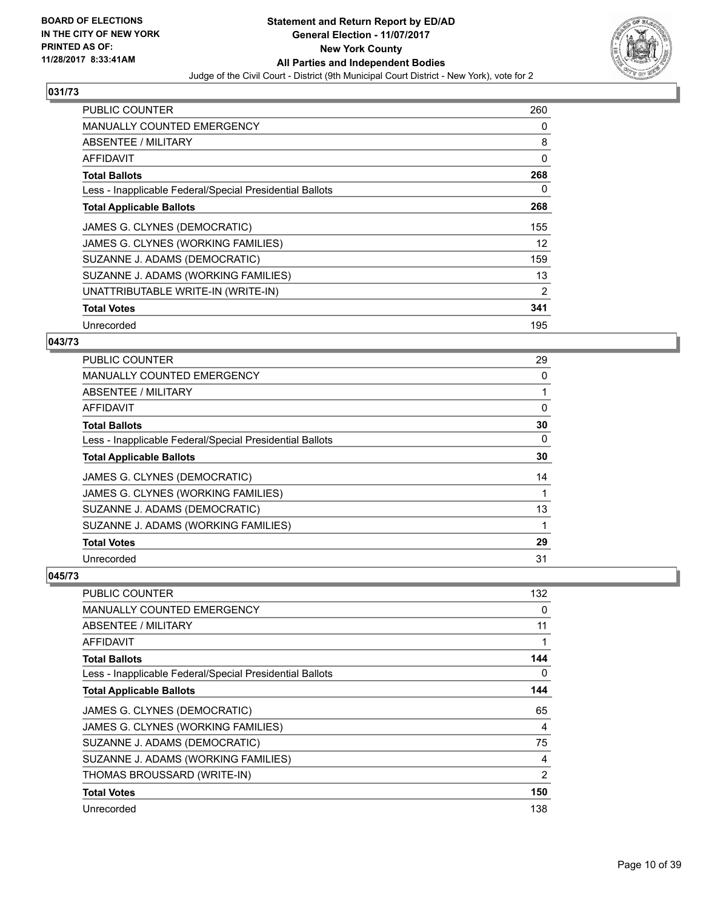BOARD OF ELECTIONS
IN THE CITY OF NEW YORK
PRINTED AS OF:
11/28/2017 8:33:41AM

**Statement and Return Report by ED/AD**
**General Election - 11/07/2017**
**New York County**
**All Parties and Independent Bodies**
Judge of the Civil Court - District (9th Municipal Court District - New York), vote for 2

## 031/73

| | |
|---|---|
| PUBLIC COUNTER | 260 |
| MANUALLY COUNTED EMERGENCY | 0 |
| ABSENTEE / MILITARY | 8 |
| AFFIDAVIT | 0 |
| **Total Ballots** | **268** |
| Less - Inapplicable Federal/Special Presidential Ballots | 0 |
| **Total Applicable Ballots** | **268** |
| JAMES G. CLYNES (DEMOCRATIC) | 155 |
| JAMES G. CLYNES (WORKING FAMILIES) | 12 |
| SUZANNE J. ADAMS (DEMOCRATIC) | 159 |
| SUZANNE J. ADAMS (WORKING FAMILIES) | 13 |
| UNATTRIBUTABLE WRITE-IN (WRITE-IN) | 2 |
| **Total Votes** | **341** |
| Unrecorded | 195 |

## 043/73

| | |
|---|---|
| PUBLIC COUNTER | 29 |
| MANUALLY COUNTED EMERGENCY | 0 |
| ABSENTEE / MILITARY | 1 |
| AFFIDAVIT | 0 |
| **Total Ballots** | **30** |
| Less - Inapplicable Federal/Special Presidential Ballots | 0 |
| **Total Applicable Ballots** | **30** |
| JAMES G. CLYNES (DEMOCRATIC) | 14 |
| JAMES G. CLYNES (WORKING FAMILIES) | 1 |
| SUZANNE J. ADAMS (DEMOCRATIC) | 13 |
| SUZANNE J. ADAMS (WORKING FAMILIES) | 1 |
| **Total Votes** | **29** |
| Unrecorded | 31 |

## 045/73

| | |
|---|---|
| PUBLIC COUNTER | 132 |
| MANUALLY COUNTED EMERGENCY | 0 |
| ABSENTEE / MILITARY | 11 |
| AFFIDAVIT | 1 |
| **Total Ballots** | **144** |
| Less - Inapplicable Federal/Special Presidential Ballots | 0 |
| **Total Applicable Ballots** | **144** |
| JAMES G. CLYNES (DEMOCRATIC) | 65 |
| JAMES G. CLYNES (WORKING FAMILIES) | 4 |
| SUZANNE J. ADAMS (DEMOCRATIC) | 75 |
| SUZANNE J. ADAMS (WORKING FAMILIES) | 4 |
| THOMAS BROUSSARD (WRITE-IN) | 2 |
| **Total Votes** | **150** |
| Unrecorded | 138 |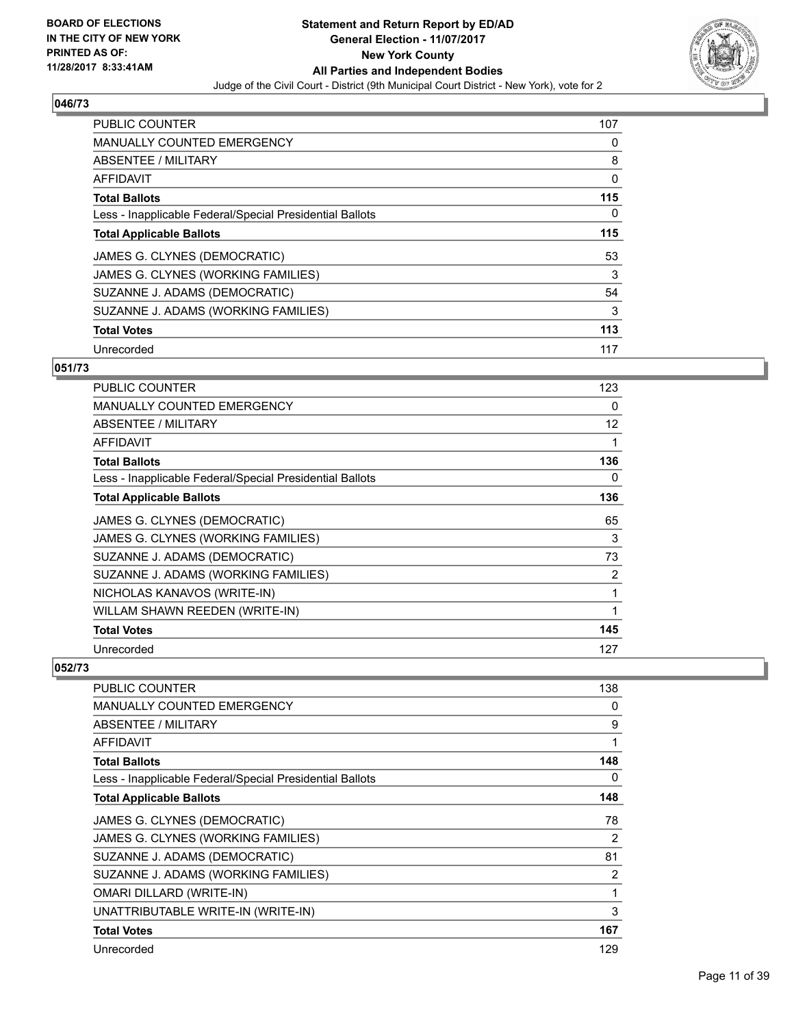**BOARD OF ELECTIONS IN THE CITY OF NEW YORK PRINTED AS OF: 11/28/2017 8:33:41AM**

**Statement and Return Report by ED/AD General Election - 11/07/2017 New York County All Parties and Independent Bodies**

Judge of the Civil Court - District (9th Municipal Court District - New York), vote for 2

### 046/73

| | |
|---|---|
| PUBLIC COUNTER | 107 |
| MANUALLY COUNTED EMERGENCY | 0 |
| ABSENTEE / MILITARY | 8 |
| AFFIDAVIT | 0 |
| **Total Ballots** | **115** |
| Less - Inapplicable Federal/Special Presidential Ballots | 0 |
| **Total Applicable Ballots** | **115** |
| JAMES G. CLYNES (DEMOCRATIC) | 53 |
| JAMES G. CLYNES (WORKING FAMILIES) | 3 |
| SUZANNE J. ADAMS (DEMOCRATIC) | 54 |
| SUZANNE J. ADAMS (WORKING FAMILIES) | 3 |
| **Total Votes** | **113** |
| Unrecorded | 117 |

### 051/73

| | |
|---|---|
| PUBLIC COUNTER | 123 |
| MANUALLY COUNTED EMERGENCY | 0 |
| ABSENTEE / MILITARY | 12 |
| AFFIDAVIT | 1 |
| **Total Ballots** | **136** |
| Less - Inapplicable Federal/Special Presidential Ballots | 0 |
| **Total Applicable Ballots** | **136** |
| JAMES G. CLYNES (DEMOCRATIC) | 65 |
| JAMES G. CLYNES (WORKING FAMILIES) | 3 |
| SUZANNE J. ADAMS (DEMOCRATIC) | 73 |
| SUZANNE J. ADAMS (WORKING FAMILIES) | 2 |
| NICHOLAS KANAVOS (WRITE-IN) | 1 |
| WILLAM SHAWN REEDEN (WRITE-IN) | 1 |
| **Total Votes** | **145** |
| Unrecorded | 127 |

### 052/73

| | |
|---|---|
| PUBLIC COUNTER | 138 |
| MANUALLY COUNTED EMERGENCY | 0 |
| ABSENTEE / MILITARY | 9 |
| AFFIDAVIT | 1 |
| **Total Ballots** | **148** |
| Less - Inapplicable Federal/Special Presidential Ballots | 0 |
| **Total Applicable Ballots** | **148** |
| JAMES G. CLYNES (DEMOCRATIC) | 78 |
| JAMES G. CLYNES (WORKING FAMILIES) | 2 |
| SUZANNE J. ADAMS (DEMOCRATIC) | 81 |
| SUZANNE J. ADAMS (WORKING FAMILIES) | 2 |
| OMARI DILLARD (WRITE-IN) | 1 |
| UNATTRIBUTABLE WRITE-IN (WRITE-IN) | 3 |
| **Total Votes** | **167** |
| Unrecorded | 129 |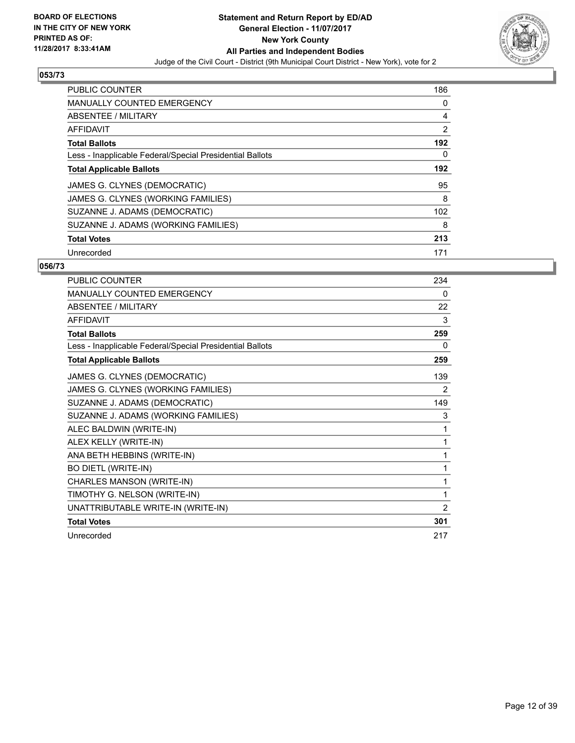**BOARD OF ELECTIONS IN THE CITY OF NEW YORK PRINTED AS OF: 11/28/2017 8:33:41AM**

**Statement and Return Report by ED/AD**
**General Election - 11/07/2017**
**New York County**
**All Parties and Independent Bodies**
Judge of the Civil Court - District (9th Municipal Court District - New York), vote for 2

## 053/73

| | |
|---|---|
| PUBLIC COUNTER | 186 |
| MANUALLY COUNTED EMERGENCY | 0 |
| ABSENTEE / MILITARY | 4 |
| AFFIDAVIT | 2 |
| **Total Ballots** | **192** |
| Less - Inapplicable Federal/Special Presidential Ballots | 0 |
| **Total Applicable Ballots** | **192** |
| JAMES G. CLYNES (DEMOCRATIC) | 95 |
| JAMES G. CLYNES (WORKING FAMILIES) | 8 |
| SUZANNE J. ADAMS (DEMOCRATIC) | 102 |
| SUZANNE J. ADAMS (WORKING FAMILIES) | 8 |
| **Total Votes** | **213** |
| Unrecorded | 171 |

## 056/73

| | |
|---|---|
| PUBLIC COUNTER | 234 |
| MANUALLY COUNTED EMERGENCY | 0 |
| ABSENTEE / MILITARY | 22 |
| AFFIDAVIT | 3 |
| **Total Ballots** | **259** |
| Less - Inapplicable Federal/Special Presidential Ballots | 0 |
| **Total Applicable Ballots** | **259** |
| JAMES G. CLYNES (DEMOCRATIC) | 139 |
| JAMES G. CLYNES (WORKING FAMILIES) | 2 |
| SUZANNE J. ADAMS (DEMOCRATIC) | 149 |
| SUZANNE J. ADAMS (WORKING FAMILIES) | 3 |
| ALEC BALDWIN (WRITE-IN) | 1 |
| ALEX KELLY (WRITE-IN) | 1 |
| ANA BETH HEBBINS (WRITE-IN) | 1 |
| BO DIETL (WRITE-IN) | 1 |
| CHARLES MANSON (WRITE-IN) | 1 |
| TIMOTHY G. NELSON (WRITE-IN) | 1 |
| UNATTRIBUTABLE WRITE-IN (WRITE-IN) | 2 |
| **Total Votes** | **301** |
| Unrecorded | 217 |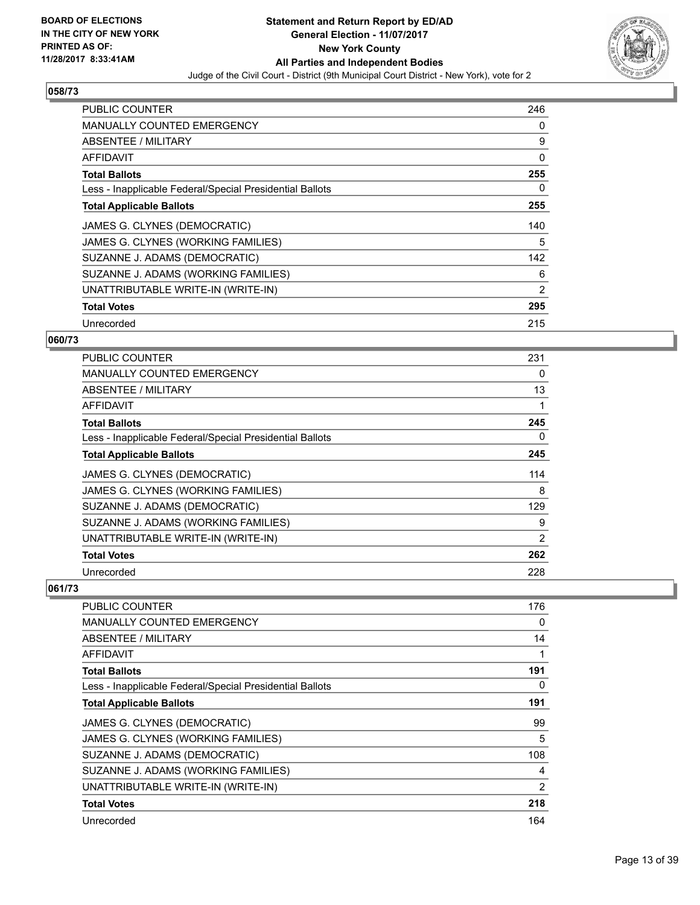**BOARD OF ELECTIONS IN THE CITY OF NEW YORK PRINTED AS OF: 11/28/2017 8:33:41AM**

# Statement and Return Report by ED/AD
## General Election - 11/07/2017
## New York County
## All Parties and Independent Bodies
Judge of the Civil Court - District (9th Municipal Court District - New York), vote for 2

### 058/73

| | |
|---|---|
| PUBLIC COUNTER | 246 |
| MANUALLY COUNTED EMERGENCY | 0 |
| ABSENTEE / MILITARY | 9 |
| AFFIDAVIT | 0 |
| **Total Ballots** | **255** |
| Less - Inapplicable Federal/Special Presidential Ballots | 0 |
| **Total Applicable Ballots** | **255** |
| JAMES G. CLYNES (DEMOCRATIC) | 140 |
| JAMES G. CLYNES (WORKING FAMILIES) | 5 |
| SUZANNE J. ADAMS (DEMOCRATIC) | 142 |
| SUZANNE J. ADAMS (WORKING FAMILIES) | 6 |
| UNATTRIBUTABLE WRITE-IN (WRITE-IN) | 2 |
| **Total Votes** | **295** |
| Unrecorded | 215 |

### 060/73

| | |
|---|---|
| PUBLIC COUNTER | 231 |
| MANUALLY COUNTED EMERGENCY | 0 |
| ABSENTEE / MILITARY | 13 |
| AFFIDAVIT | 1 |
| **Total Ballots** | **245** |
| Less - Inapplicable Federal/Special Presidential Ballots | 0 |
| **Total Applicable Ballots** | **245** |
| JAMES G. CLYNES (DEMOCRATIC) | 114 |
| JAMES G. CLYNES (WORKING FAMILIES) | 8 |
| SUZANNE J. ADAMS (DEMOCRATIC) | 129 |
| SUZANNE J. ADAMS (WORKING FAMILIES) | 9 |
| UNATTRIBUTABLE WRITE-IN (WRITE-IN) | 2 |
| **Total Votes** | **262** |
| Unrecorded | 228 |

### 061/73

| | |
|---|---|
| PUBLIC COUNTER | 176 |
| MANUALLY COUNTED EMERGENCY | 0 |
| ABSENTEE / MILITARY | 14 |
| AFFIDAVIT | 1 |
| **Total Ballots** | **191** |
| Less - Inapplicable Federal/Special Presidential Ballots | 0 |
| **Total Applicable Ballots** | **191** |
| JAMES G. CLYNES (DEMOCRATIC) | 99 |
| JAMES G. CLYNES (WORKING FAMILIES) | 5 |
| SUZANNE J. ADAMS (DEMOCRATIC) | 108 |
| SUZANNE J. ADAMS (WORKING FAMILIES) | 4 |
| UNATTRIBUTABLE WRITE-IN (WRITE-IN) | 2 |
| **Total Votes** | **218** |
| Unrecorded | 164 |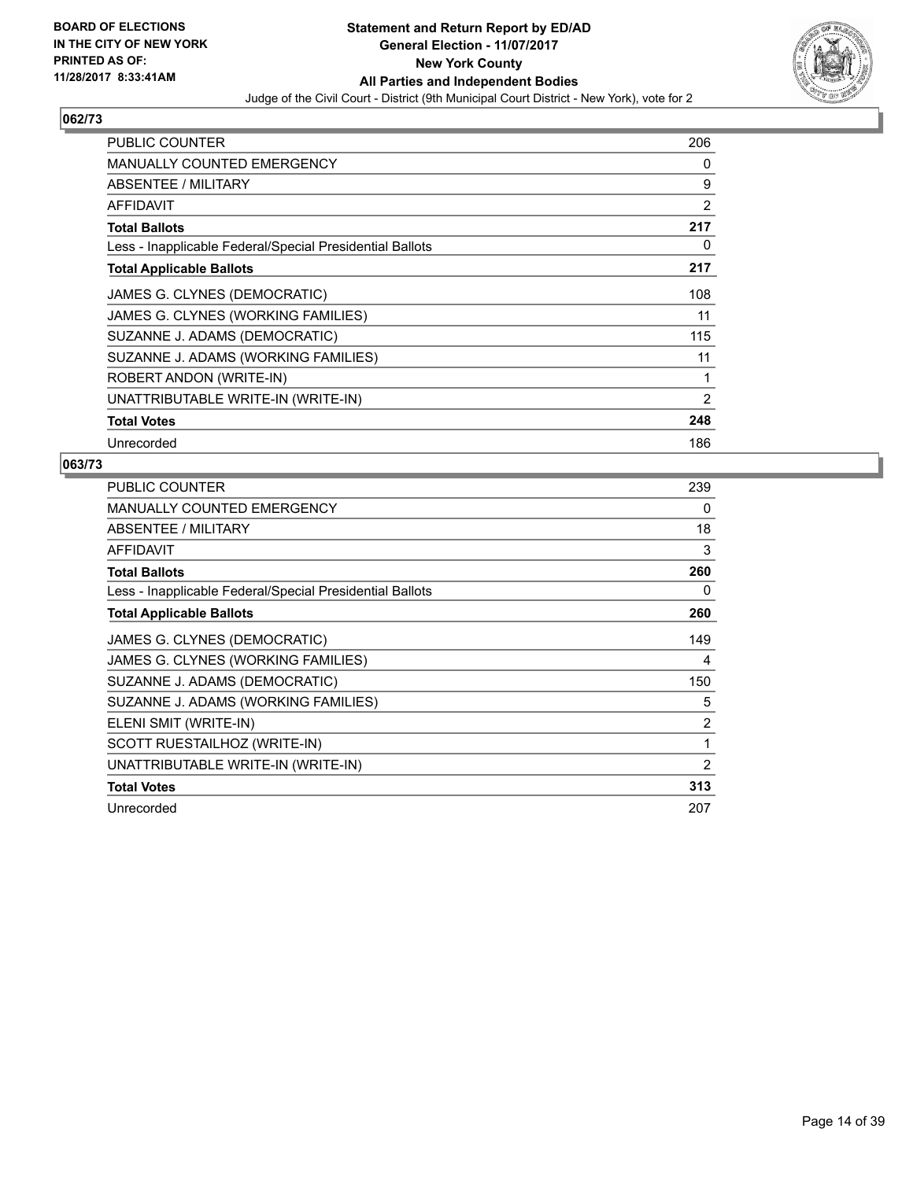**BOARD OF ELECTIONS IN THE CITY OF NEW YORK PRINTED AS OF: 11/28/2017 8:33:41AM**

**Statement and Return Report by ED/AD**
**General Election - 11/07/2017**
**New York County**
**All Parties and Independent Bodies**
Judge of the Civil Court - District (9th Municipal Court District - New York), vote for 2

## 062/73

| | |
|---|---|
| PUBLIC COUNTER | 206 |
| MANUALLY COUNTED EMERGENCY | 0 |
| ABSENTEE / MILITARY | 9 |
| AFFIDAVIT | 2 |
| **Total Ballots** | **217** |
| Less - Inapplicable Federal/Special Presidential Ballots | 0 |
| **Total Applicable Ballots** | **217** |
| JAMES G. CLYNES (DEMOCRATIC) | 108 |
| JAMES G. CLYNES (WORKING FAMILIES) | 11 |
| SUZANNE J. ADAMS (DEMOCRATIC) | 115 |
| SUZANNE J. ADAMS (WORKING FAMILIES) | 11 |
| ROBERT ANDON (WRITE-IN) | 1 |
| UNATTRIBUTABLE WRITE-IN (WRITE-IN) | 2 |
| **Total Votes** | **248** |
| Unrecorded | 186 |

## 063/73

| | |
|---|---|
| PUBLIC COUNTER | 239 |
| MANUALLY COUNTED EMERGENCY | 0 |
| ABSENTEE / MILITARY | 18 |
| AFFIDAVIT | 3 |
| **Total Ballots** | **260** |
| Less - Inapplicable Federal/Special Presidential Ballots | 0 |
| **Total Applicable Ballots** | **260** |
| JAMES G. CLYNES (DEMOCRATIC) | 149 |
| JAMES G. CLYNES (WORKING FAMILIES) | 4 |
| SUZANNE J. ADAMS (DEMOCRATIC) | 150 |
| SUZANNE J. ADAMS (WORKING FAMILIES) | 5 |
| ELENI SMIT (WRITE-IN) | 2 |
| SCOTT RUESTAILHOZ (WRITE-IN) | 1 |
| UNATTRIBUTABLE WRITE-IN (WRITE-IN) | 2 |
| **Total Votes** | **313** |
| Unrecorded | 207 |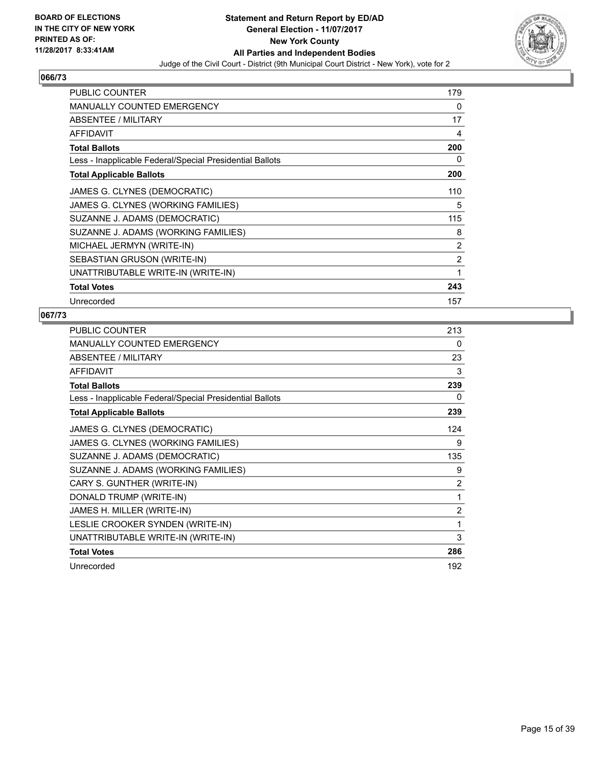**BOARD OF ELECTIONS IN THE CITY OF NEW YORK PRINTED AS OF: 11/28/2017 8:33:41AM**

**Statement and Return Report by ED/AD General Election - 11/07/2017 New York County All Parties and Independent Bodies**

Judge of the Civil Court - District (9th Municipal Court District - New York), vote for 2

## 066/73

| | |
|---|---|
| PUBLIC COUNTER | 179 |
| MANUALLY COUNTED EMERGENCY | 0 |
| ABSENTEE / MILITARY | 17 |
| AFFIDAVIT | 4 |
| **Total Ballots** | **200** |
| Less - Inapplicable Federal/Special Presidential Ballots | 0 |
| **Total Applicable Ballots** | **200** |
| JAMES G. CLYNES (DEMOCRATIC) | 110 |
| JAMES G. CLYNES (WORKING FAMILIES) | 5 |
| SUZANNE J. ADAMS (DEMOCRATIC) | 115 |
| SUZANNE J. ADAMS (WORKING FAMILIES) | 8 |
| MICHAEL JERMYN (WRITE-IN) | 2 |
| SEBASTIAN GRUSON (WRITE-IN) | 2 |
| UNATTRIBUTABLE WRITE-IN (WRITE-IN) | 1 |
| **Total Votes** | **243** |
| Unrecorded | 157 |

## 067/73

| | |
|---|---|
| PUBLIC COUNTER | 213 |
| MANUALLY COUNTED EMERGENCY | 0 |
| ABSENTEE / MILITARY | 23 |
| AFFIDAVIT | 3 |
| **Total Ballots** | **239** |
| Less - Inapplicable Federal/Special Presidential Ballots | 0 |
| **Total Applicable Ballots** | **239** |
| JAMES G. CLYNES (DEMOCRATIC) | 124 |
| JAMES G. CLYNES (WORKING FAMILIES) | 9 |
| SUZANNE J. ADAMS (DEMOCRATIC) | 135 |
| SUZANNE J. ADAMS (WORKING FAMILIES) | 9 |
| CARY S. GUNTHER (WRITE-IN) | 2 |
| DONALD TRUMP (WRITE-IN) | 1 |
| JAMES H. MILLER (WRITE-IN) | 2 |
| LESLIE CROOKER SYNDEN (WRITE-IN) | 1 |
| UNATTRIBUTABLE WRITE-IN (WRITE-IN) | 3 |
| **Total Votes** | **286** |
| Unrecorded | 192 |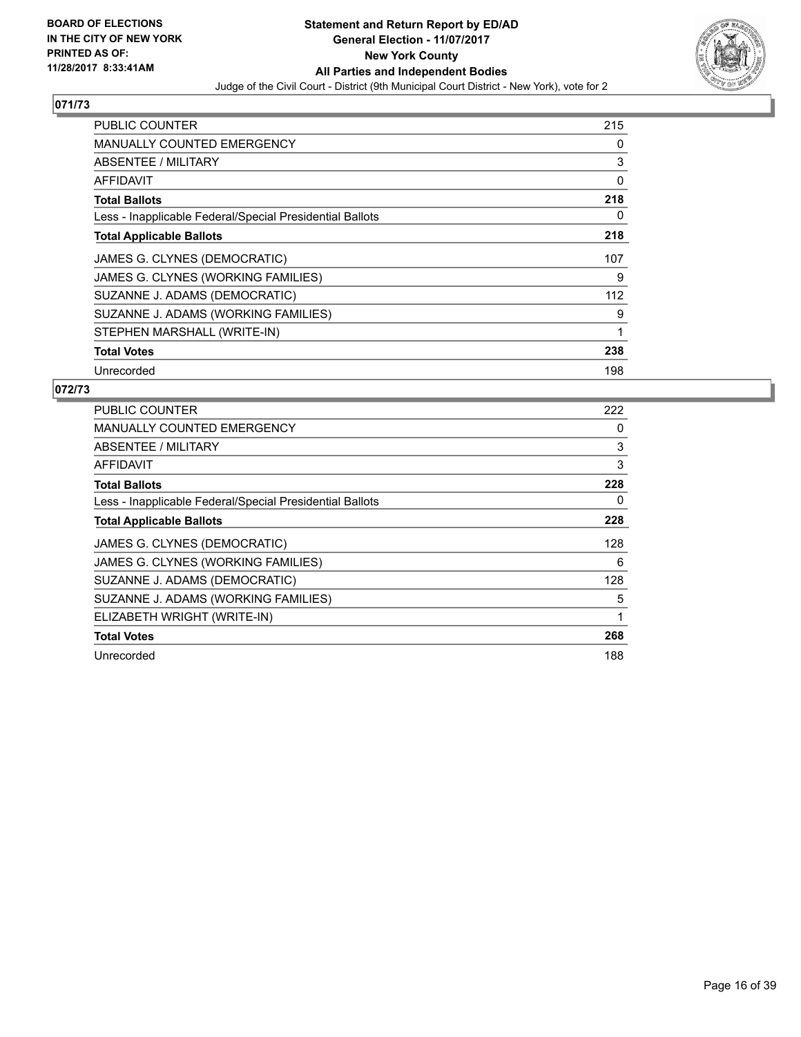**BOARD OF ELECTIONS IN THE CITY OF NEW YORK PRINTED AS OF: 11/28/2017 8:33:41AM**

**Statement and Return Report by ED/AD**
**General Election - 11/07/2017**
**New York County**
**All Parties and Independent Bodies**
Judge of the Civil Court - District (9th Municipal Court District - New York), vote for 2

## 071/73

| | |
|---|---|
| PUBLIC COUNTER | 215 |
| MANUALLY COUNTED EMERGENCY | 0 |
| ABSENTEE / MILITARY | 3 |
| AFFIDAVIT | 0 |
| **Total Ballots** | **218** |
| Less - Inapplicable Federal/Special Presidential Ballots | 0 |
| **Total Applicable Ballots** | **218** |
| JAMES G. CLYNES (DEMOCRATIC) | 107 |
| JAMES G. CLYNES (WORKING FAMILIES) | 9 |
| SUZANNE J. ADAMS (DEMOCRATIC) | 112 |
| SUZANNE J. ADAMS (WORKING FAMILIES) | 9 |
| STEPHEN MARSHALL (WRITE-IN) | 1 |
| **Total Votes** | **238** |
| Unrecorded | 198 |

## 072/73

| | |
|---|---|
| PUBLIC COUNTER | 222 |
| MANUALLY COUNTED EMERGENCY | 0 |
| ABSENTEE / MILITARY | 3 |
| AFFIDAVIT | 3 |
| **Total Ballots** | **228** |
| Less - Inapplicable Federal/Special Presidential Ballots | 0 |
| **Total Applicable Ballots** | **228** |
| JAMES G. CLYNES (DEMOCRATIC) | 128 |
| JAMES G. CLYNES (WORKING FAMILIES) | 6 |
| SUZANNE J. ADAMS (DEMOCRATIC) | 128 |
| SUZANNE J. ADAMS (WORKING FAMILIES) | 5 |
| ELIZABETH WRIGHT (WRITE-IN) | 1 |
| **Total Votes** | **268** |
| Unrecorded | 188 |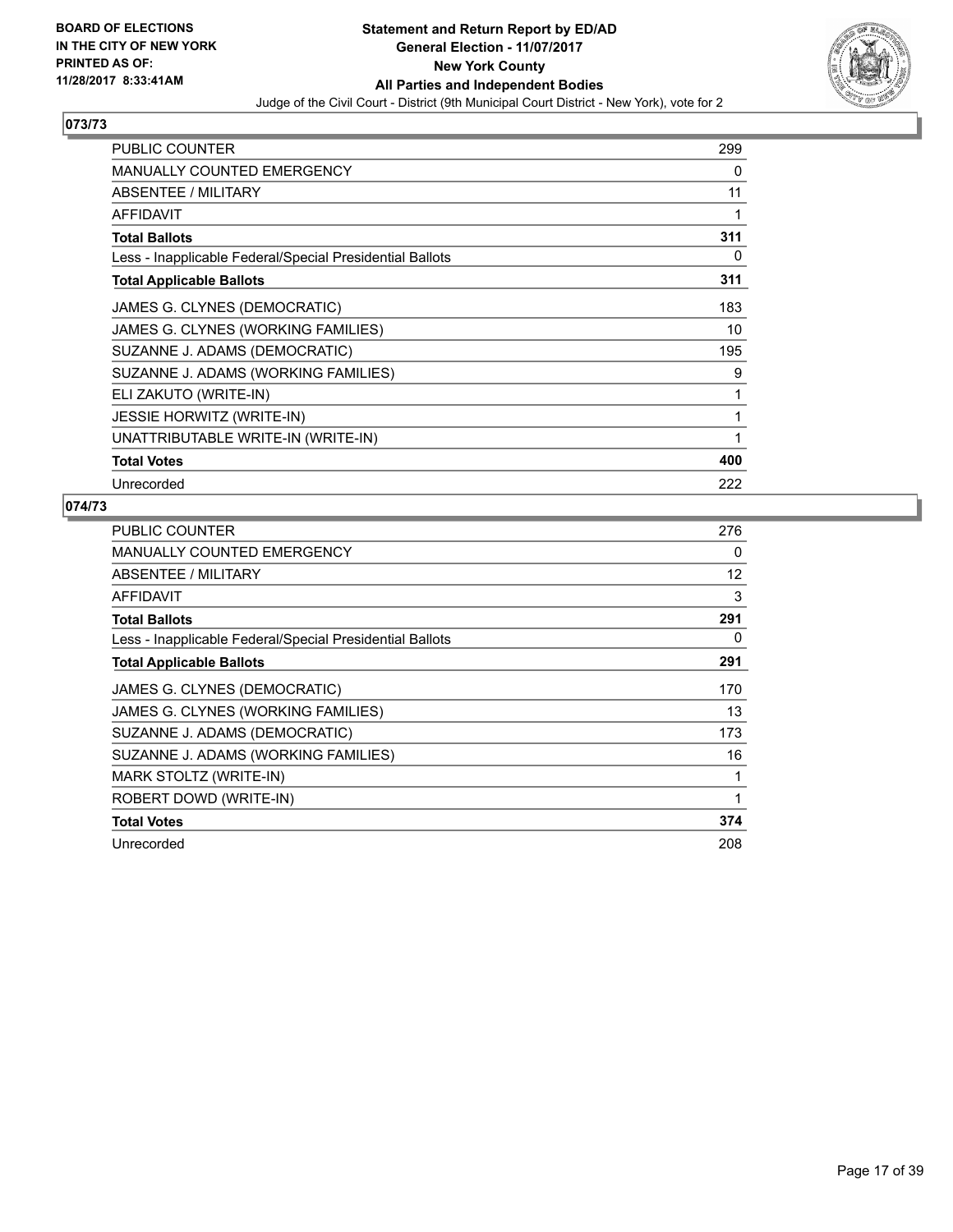BOARD OF ELECTIONS
IN THE CITY OF NEW YORK
PRINTED AS OF:
11/28/2017 8:33:41AM

**Statement and Return Report by ED/AD**
**General Election - 11/07/2017**
**New York County**
**All Parties and Independent Bodies**
Judge of the Civil Court - District (9th Municipal Court District - New York), vote for 2

## 073/73

| | |
|---|---|
| PUBLIC COUNTER | 299 |
| MANUALLY COUNTED EMERGENCY | 0 |
| ABSENTEE / MILITARY | 11 |
| AFFIDAVIT | 1 |
| **Total Ballots** | **311** |
| Less - Inapplicable Federal/Special Presidential Ballots | 0 |
| **Total Applicable Ballots** | **311** |
| JAMES G. CLYNES (DEMOCRATIC) | 183 |
| JAMES G. CLYNES (WORKING FAMILIES) | 10 |
| SUZANNE J. ADAMS (DEMOCRATIC) | 195 |
| SUZANNE J. ADAMS (WORKING FAMILIES) | 9 |
| ELI ZAKUTO (WRITE-IN) | 1 |
| JESSIE HORWITZ (WRITE-IN) | 1 |
| UNATTRIBUTABLE WRITE-IN (WRITE-IN) | 1 |
| **Total Votes** | **400** |
| Unrecorded | 222 |

## 074/73

| | |
|---|---|
| PUBLIC COUNTER | 276 |
| MANUALLY COUNTED EMERGENCY | 0 |
| ABSENTEE / MILITARY | 12 |
| AFFIDAVIT | 3 |
| **Total Ballots** | **291** |
| Less - Inapplicable Federal/Special Presidential Ballots | 0 |
| **Total Applicable Ballots** | **291** |
| JAMES G. CLYNES (DEMOCRATIC) | 170 |
| JAMES G. CLYNES (WORKING FAMILIES) | 13 |
| SUZANNE J. ADAMS (DEMOCRATIC) | 173 |
| SUZANNE J. ADAMS (WORKING FAMILIES) | 16 |
| MARK STOLTZ (WRITE-IN) | 1 |
| ROBERT DOWD (WRITE-IN) | 1 |
| **Total Votes** | **374** |
| Unrecorded | 208 |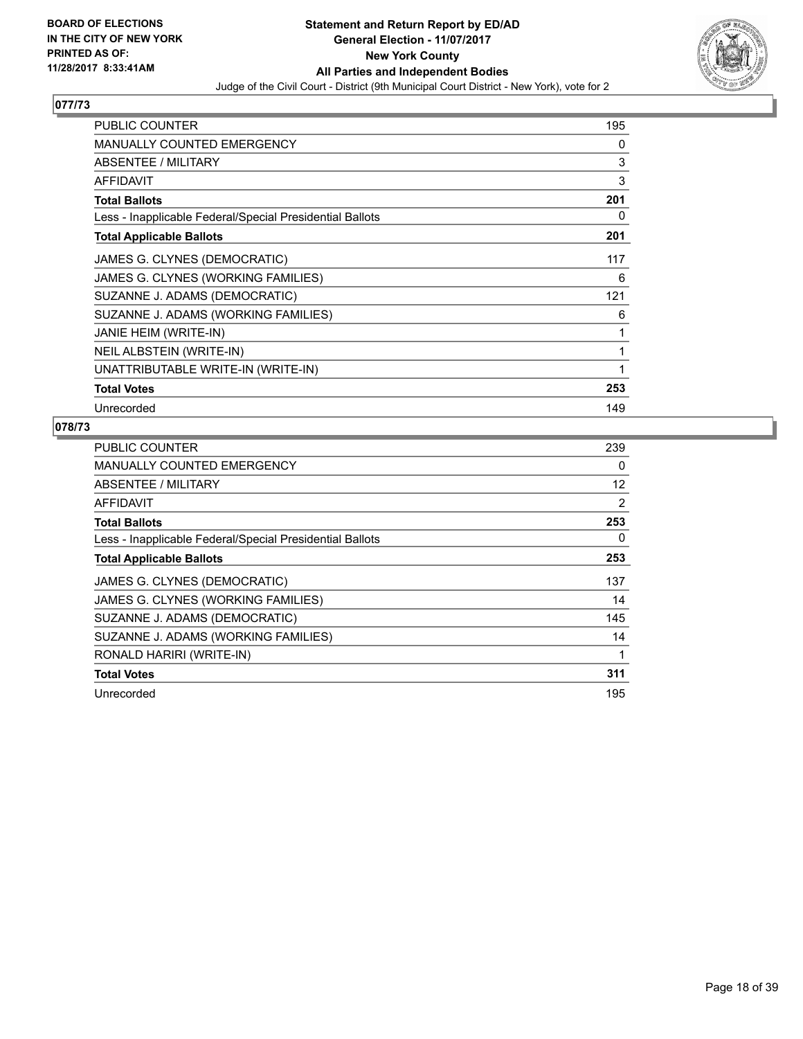BOARD OF ELECTIONS
IN THE CITY OF NEW YORK
PRINTED AS OF:
11/28/2017 8:33:41AM

**Statement and Return Report by ED/AD**
**General Election - 11/07/2017**
**New York County**
**All Parties and Independent Bodies**
Judge of the Civil Court - District (9th Municipal Court District - New York), vote for 2

## 077/73

| | |
|---|---|
| PUBLIC COUNTER | 195 |
| MANUALLY COUNTED EMERGENCY | 0 |
| ABSENTEE / MILITARY | 3 |
| AFFIDAVIT | 3 |
| **Total Ballots** | **201** |
| Less - Inapplicable Federal/Special Presidential Ballots | 0 |
| **Total Applicable Ballots** | **201** |
| JAMES G. CLYNES (DEMOCRATIC) | 117 |
| JAMES G. CLYNES (WORKING FAMILIES) | 6 |
| SUZANNE J. ADAMS (DEMOCRATIC) | 121 |
| SUZANNE J. ADAMS (WORKING FAMILIES) | 6 |
| JANIE HEIM (WRITE-IN) | 1 |
| NEIL ALBSTEIN (WRITE-IN) | 1 |
| UNATTRIBUTABLE WRITE-IN (WRITE-IN) | 1 |
| **Total Votes** | **253** |
| Unrecorded | 149 |

## 078/73

| | |
|---|---|
| PUBLIC COUNTER | 239 |
| MANUALLY COUNTED EMERGENCY | 0 |
| ABSENTEE / MILITARY | 12 |
| AFFIDAVIT | 2 |
| **Total Ballots** | **253** |
| Less - Inapplicable Federal/Special Presidential Ballots | 0 |
| **Total Applicable Ballots** | **253** |
| JAMES G. CLYNES (DEMOCRATIC) | 137 |
| JAMES G. CLYNES (WORKING FAMILIES) | 14 |
| SUZANNE J. ADAMS (DEMOCRATIC) | 145 |
| SUZANNE J. ADAMS (WORKING FAMILIES) | 14 |
| RONALD HARIRI (WRITE-IN) | 1 |
| **Total Votes** | **311** |
| Unrecorded | 195 |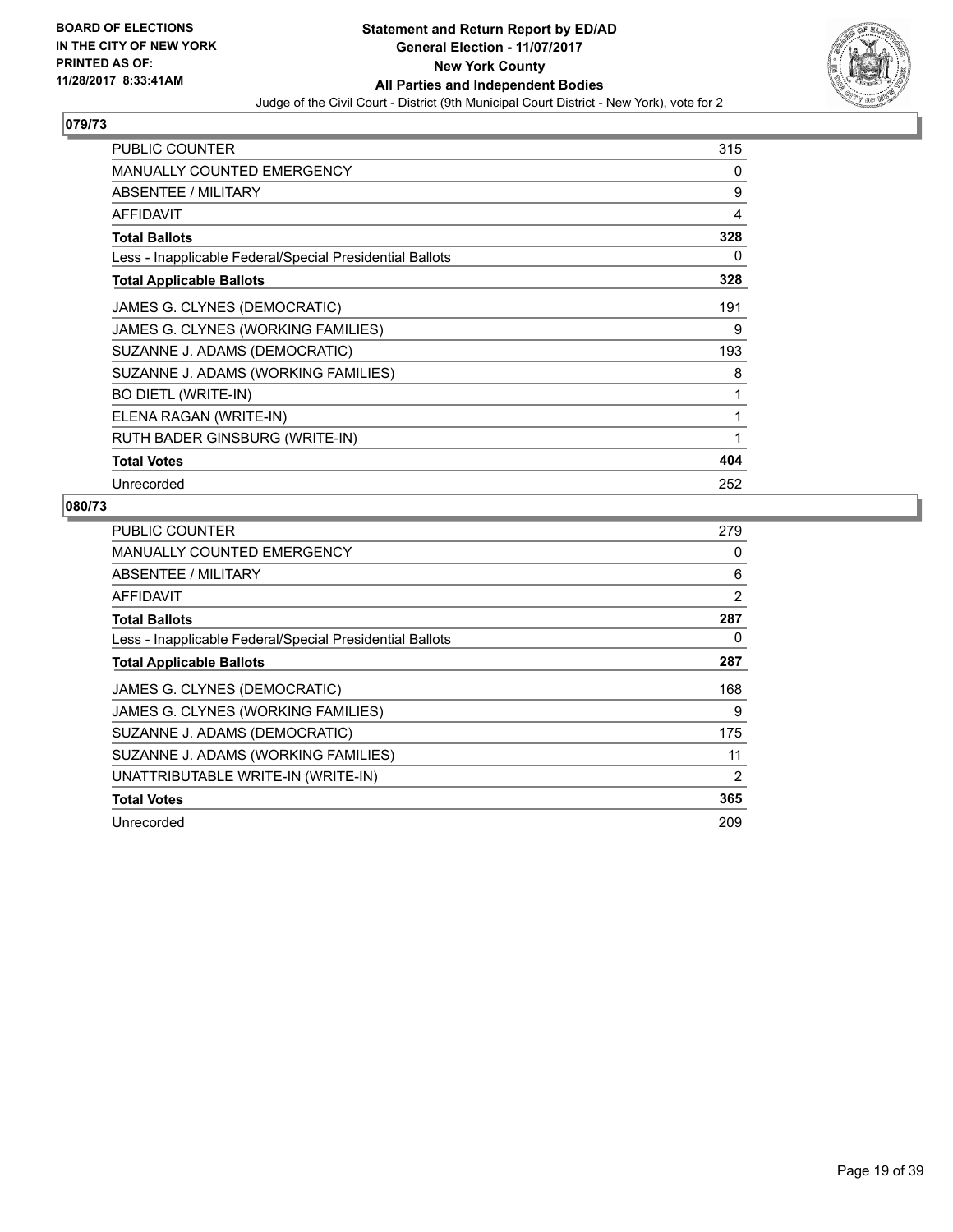**BOARD OF ELECTIONS IN THE CITY OF NEW YORK PRINTED AS OF: 11/28/2017 8:33:41AM**

**Statement and Return Report by ED/AD General Election - 11/07/2017 New York County All Parties and Independent Bodies**

Judge of the Civil Court - District (9th Municipal Court District - New York), vote for 2

## 079/73

| | |
|---|---|
| PUBLIC COUNTER | 315 |
| MANUALLY COUNTED EMERGENCY | 0 |
| ABSENTEE / MILITARY | 9 |
| AFFIDAVIT | 4 |
| **Total Ballots** | **328** |
| Less - Inapplicable Federal/Special Presidential Ballots | 0 |
| **Total Applicable Ballots** | **328** |
| JAMES G. CLYNES (DEMOCRATIC) | 191 |
| JAMES G. CLYNES (WORKING FAMILIES) | 9 |
| SUZANNE J. ADAMS (DEMOCRATIC) | 193 |
| SUZANNE J. ADAMS (WORKING FAMILIES) | 8 |
| BO DIETL (WRITE-IN) | 1 |
| ELENA RAGAN (WRITE-IN) | 1 |
| RUTH BADER GINSBURG (WRITE-IN) | 1 |
| **Total Votes** | **404** |
| Unrecorded | 252 |

## 080/73

| | |
|---|---|
| PUBLIC COUNTER | 279 |
| MANUALLY COUNTED EMERGENCY | 0 |
| ABSENTEE / MILITARY | 6 |
| AFFIDAVIT | 2 |
| **Total Ballots** | **287** |
| Less - Inapplicable Federal/Special Presidential Ballots | 0 |
| **Total Applicable Ballots** | **287** |
| JAMES G. CLYNES (DEMOCRATIC) | 168 |
| JAMES G. CLYNES (WORKING FAMILIES) | 9 |
| SUZANNE J. ADAMS (DEMOCRATIC) | 175 |
| SUZANNE J. ADAMS (WORKING FAMILIES) | 11 |
| UNATTRIBUTABLE WRITE-IN (WRITE-IN) | 2 |
| **Total Votes** | **365** |
| Unrecorded | 209 |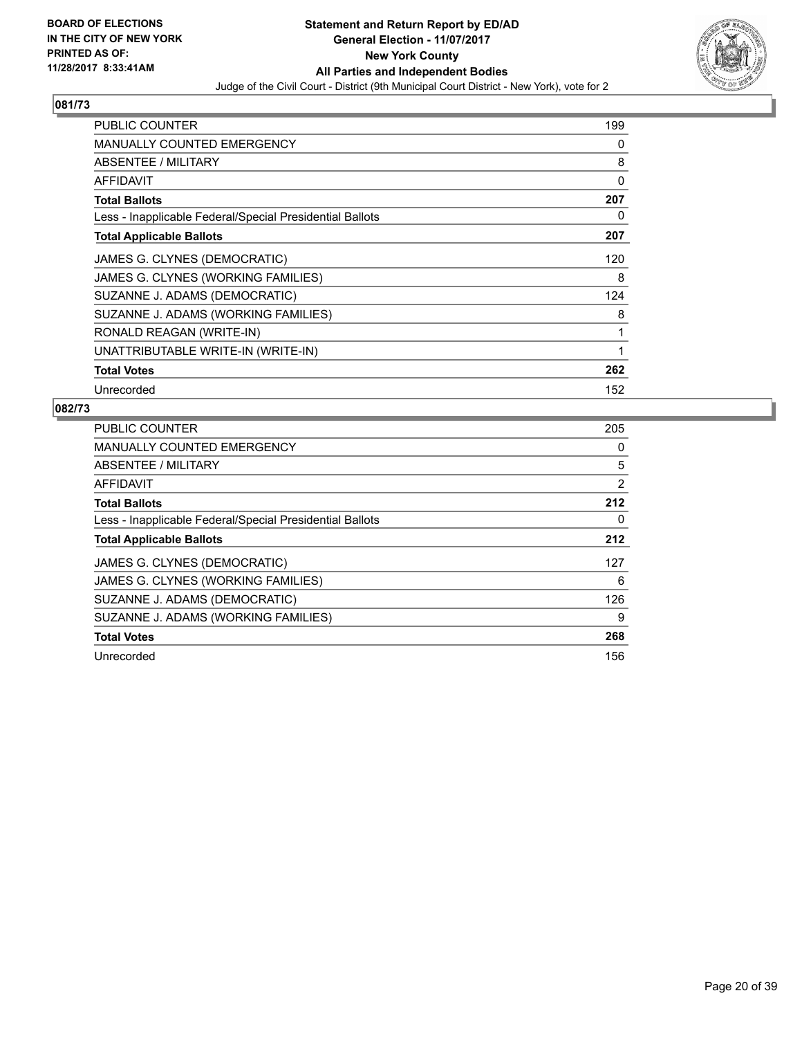**BOARD OF ELECTIONS IN THE CITY OF NEW YORK PRINTED AS OF: 11/28/2017 8:33:41AM**

**Statement and Return Report by ED/AD General Election - 11/07/2017 New York County All Parties and Independent Bodies**

Judge of the Civil Court - District (9th Municipal Court District - New York), vote for 2

## 081/73

| | |
|---|---|
| PUBLIC COUNTER | 199 |
| MANUALLY COUNTED EMERGENCY | 0 |
| ABSENTEE / MILITARY | 8 |
| AFFIDAVIT | 0 |
| **Total Ballots** | **207** |
| Less - Inapplicable Federal/Special Presidential Ballots | 0 |
| **Total Applicable Ballots** | **207** |
| JAMES G. CLYNES (DEMOCRATIC) | 120 |
| JAMES G. CLYNES (WORKING FAMILIES) | 8 |
| SUZANNE J. ADAMS (DEMOCRATIC) | 124 |
| SUZANNE J. ADAMS (WORKING FAMILIES) | 8 |
| RONALD REAGAN (WRITE-IN) | 1 |
| UNATTRIBUTABLE WRITE-IN (WRITE-IN) | 1 |
| **Total Votes** | **262** |
| Unrecorded | 152 |

## 082/73

| | |
|---|---|
| PUBLIC COUNTER | 205 |
| MANUALLY COUNTED EMERGENCY | 0 |
| ABSENTEE / MILITARY | 5 |
| AFFIDAVIT | 2 |
| **Total Ballots** | **212** |
| Less - Inapplicable Federal/Special Presidential Ballots | 0 |
| **Total Applicable Ballots** | **212** |
| JAMES G. CLYNES (DEMOCRATIC) | 127 |
| JAMES G. CLYNES (WORKING FAMILIES) | 6 |
| SUZANNE J. ADAMS (DEMOCRATIC) | 126 |
| SUZANNE J. ADAMS (WORKING FAMILIES) | 9 |
| **Total Votes** | **268** |
| Unrecorded | 156 |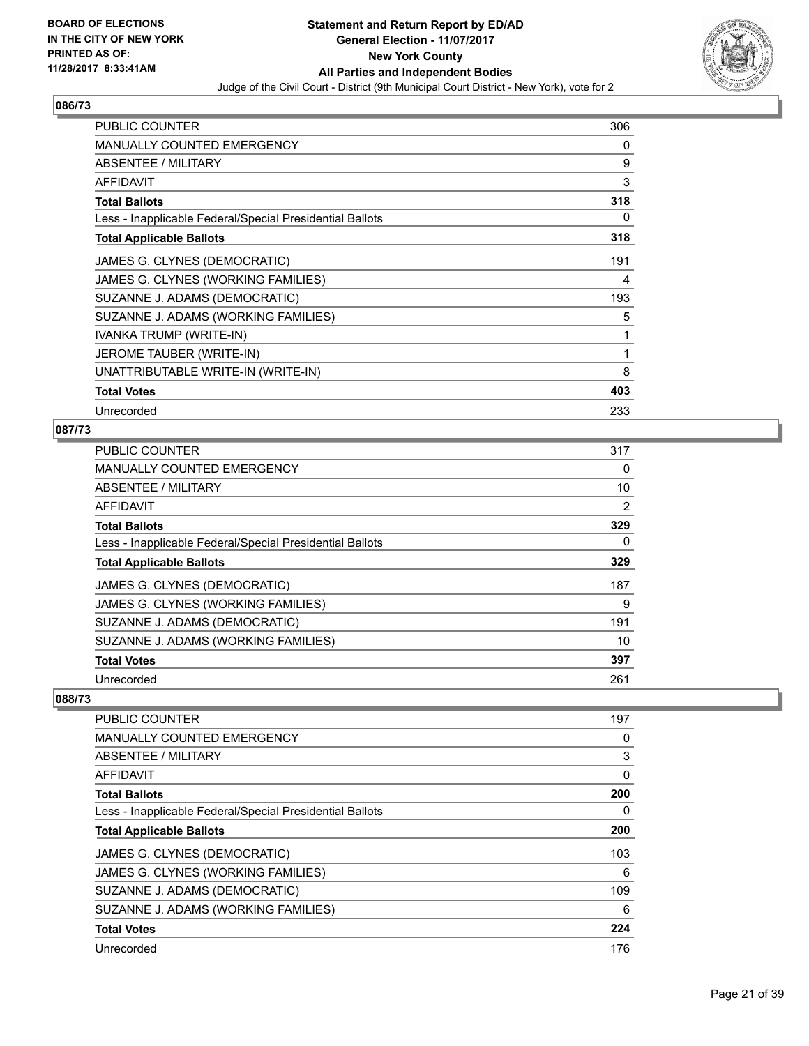**BOARD OF ELECTIONS IN THE CITY OF NEW YORK PRINTED AS OF: 11/28/2017 8:33:41AM**

**Statement and Return Report by ED/AD General Election - 11/07/2017 New York County All Parties and Independent Bodies**

Judge of the Civil Court - District (9th Municipal Court District - New York), vote for 2

## 086/73

| | |
|---|---|
| PUBLIC COUNTER | 306 |
| MANUALLY COUNTED EMERGENCY | 0 |
| ABSENTEE / MILITARY | 9 |
| AFFIDAVIT | 3 |
| **Total Ballots** | **318** |
| Less - Inapplicable Federal/Special Presidential Ballots | 0 |
| **Total Applicable Ballots** | **318** |
| JAMES G. CLYNES (DEMOCRATIC) | 191 |
| JAMES G. CLYNES (WORKING FAMILIES) | 4 |
| SUZANNE J. ADAMS (DEMOCRATIC) | 193 |
| SUZANNE J. ADAMS (WORKING FAMILIES) | 5 |
| IVANKA TRUMP (WRITE-IN) | 1 |
| JEROME TAUBER (WRITE-IN) | 1 |
| UNATTRIBUTABLE WRITE-IN (WRITE-IN) | 8 |
| **Total Votes** | **403** |
| Unrecorded | 233 |

## 087/73

| | |
|---|---|
| PUBLIC COUNTER | 317 |
| MANUALLY COUNTED EMERGENCY | 0 |
| ABSENTEE / MILITARY | 10 |
| AFFIDAVIT | 2 |
| **Total Ballots** | **329** |
| Less - Inapplicable Federal/Special Presidential Ballots | 0 |
| **Total Applicable Ballots** | **329** |
| JAMES G. CLYNES (DEMOCRATIC) | 187 |
| JAMES G. CLYNES (WORKING FAMILIES) | 9 |
| SUZANNE J. ADAMS (DEMOCRATIC) | 191 |
| SUZANNE J. ADAMS (WORKING FAMILIES) | 10 |
| **Total Votes** | **397** |
| Unrecorded | 261 |

## 088/73

| | |
|---|---|
| PUBLIC COUNTER | 197 |
| MANUALLY COUNTED EMERGENCY | 0 |
| ABSENTEE / MILITARY | 3 |
| AFFIDAVIT | 0 |
| **Total Ballots** | **200** |
| Less - Inapplicable Federal/Special Presidential Ballots | 0 |
| **Total Applicable Ballots** | **200** |
| JAMES G. CLYNES (DEMOCRATIC) | 103 |
| JAMES G. CLYNES (WORKING FAMILIES) | 6 |
| SUZANNE J. ADAMS (DEMOCRATIC) | 109 |
| SUZANNE J. ADAMS (WORKING FAMILIES) | 6 |
| **Total Votes** | **224** |
| Unrecorded | 176 |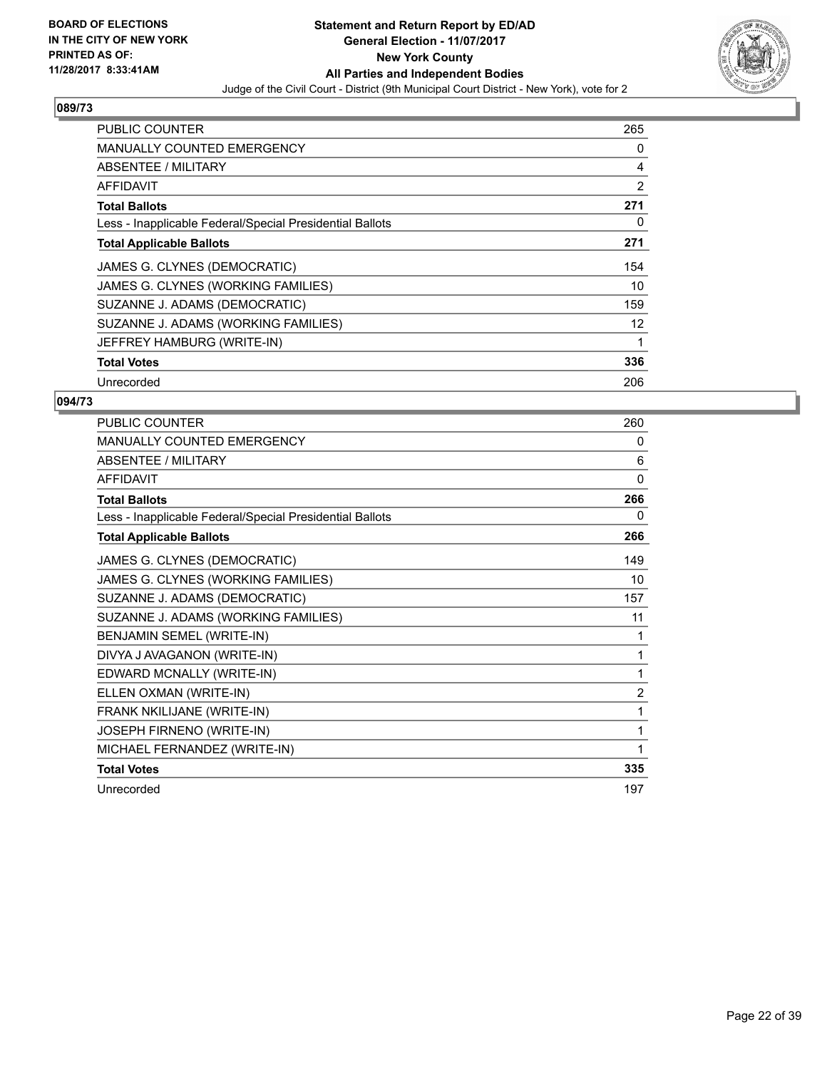BOARD OF ELECTIONS
IN THE CITY OF NEW YORK
PRINTED AS OF:
11/28/2017 8:33:41AM

**Statement and Return Report by ED/AD**
**General Election - 11/07/2017**
**New York County**
**All Parties and Independent Bodies**
Judge of the Civil Court - District (9th Municipal Court District - New York), vote for 2

## 089/73

| | |
|---|---|
| PUBLIC COUNTER | 265 |
| MANUALLY COUNTED EMERGENCY | 0 |
| ABSENTEE / MILITARY | 4 |
| AFFIDAVIT | 2 |
| **Total Ballots** | **271** |
| Less - Inapplicable Federal/Special Presidential Ballots | 0 |
| **Total Applicable Ballots** | **271** |
| JAMES G. CLYNES (DEMOCRATIC) | 154 |
| JAMES G. CLYNES (WORKING FAMILIES) | 10 |
| SUZANNE J. ADAMS (DEMOCRATIC) | 159 |
| SUZANNE J. ADAMS (WORKING FAMILIES) | 12 |
| JEFFREY HAMBURG (WRITE-IN) | 1 |
| **Total Votes** | **336** |
| Unrecorded | 206 |

## 094/73

| | |
|---|---|
| PUBLIC COUNTER | 260 |
| MANUALLY COUNTED EMERGENCY | 0 |
| ABSENTEE / MILITARY | 6 |
| AFFIDAVIT | 0 |
| **Total Ballots** | **266** |
| Less - Inapplicable Federal/Special Presidential Ballots | 0 |
| **Total Applicable Ballots** | **266** |
| JAMES G. CLYNES (DEMOCRATIC) | 149 |
| JAMES G. CLYNES (WORKING FAMILIES) | 10 |
| SUZANNE J. ADAMS (DEMOCRATIC) | 157 |
| SUZANNE J. ADAMS (WORKING FAMILIES) | 11 |
| BENJAMIN SEMEL (WRITE-IN) | 1 |
| DIVYA J AVAGANON (WRITE-IN) | 1 |
| EDWARD MCNALLY (WRITE-IN) | 1 |
| ELLEN OXMAN (WRITE-IN) | 2 |
| FRANK NKILIJANE (WRITE-IN) | 1 |
| JOSEPH FIRNENO (WRITE-IN) | 1 |
| MICHAEL FERNANDEZ (WRITE-IN) | 1 |
| **Total Votes** | **335** |
| Unrecorded | 197 |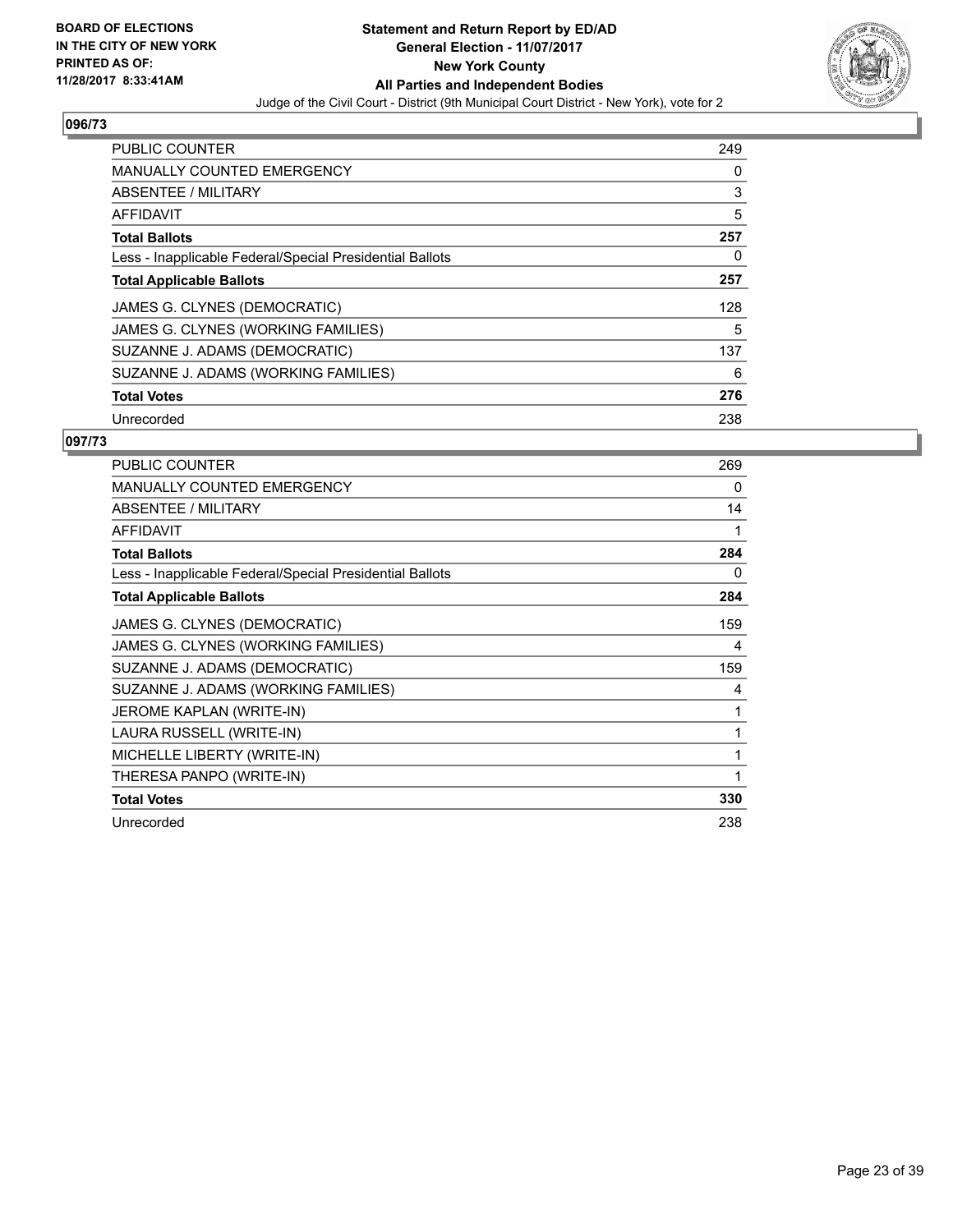**BOARD OF ELECTIONS IN THE CITY OF NEW YORK PRINTED AS OF: 11/28/2017 8:33:41AM**

# Statement and Return Report by ED/AD
## General Election - 11/07/2017
## New York County
## All Parties and Independent Bodies
Judge of the Civil Court - District (9th Municipal Court District - New York), vote for 2

### 096/73

| | |
|---|---|
| PUBLIC COUNTER | 249 |
| MANUALLY COUNTED EMERGENCY | 0 |
| ABSENTEE / MILITARY | 3 |
| AFFIDAVIT | 5 |
| **Total Ballots** | **257** |
| Less - Inapplicable Federal/Special Presidential Ballots | 0 |
| **Total Applicable Ballots** | **257** |
| JAMES G. CLYNES (DEMOCRATIC) | 128 |
| JAMES G. CLYNES (WORKING FAMILIES) | 5 |
| SUZANNE J. ADAMS (DEMOCRATIC) | 137 |
| SUZANNE J. ADAMS (WORKING FAMILIES) | 6 |
| **Total Votes** | **276** |
| Unrecorded | 238 |

### 097/73

| | |
|---|---|
| PUBLIC COUNTER | 269 |
| MANUALLY COUNTED EMERGENCY | 0 |
| ABSENTEE / MILITARY | 14 |
| AFFIDAVIT | 1 |
| **Total Ballots** | **284** |
| Less - Inapplicable Federal/Special Presidential Ballots | 0 |
| **Total Applicable Ballots** | **284** |
| JAMES G. CLYNES (DEMOCRATIC) | 159 |
| JAMES G. CLYNES (WORKING FAMILIES) | 4 |
| SUZANNE J. ADAMS (DEMOCRATIC) | 159 |
| SUZANNE J. ADAMS (WORKING FAMILIES) | 4 |
| JEROME KAPLAN (WRITE-IN) | 1 |
| LAURA RUSSELL (WRITE-IN) | 1 |
| MICHELLE LIBERTY (WRITE-IN) | 1 |
| THERESA PANPO (WRITE-IN) | 1 |
| **Total Votes** | **330** |
| Unrecorded | 238 |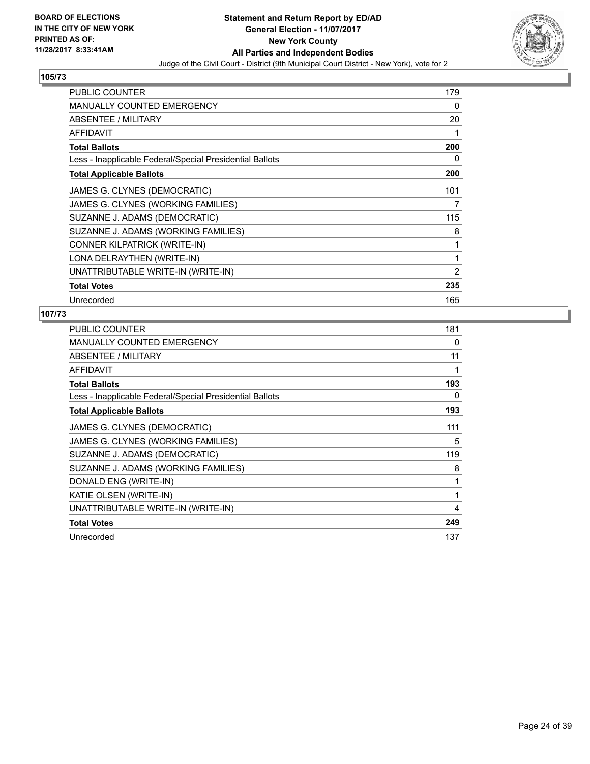**BOARD OF ELECTIONS IN THE CITY OF NEW YORK PRINTED AS OF: 11/28/2017 8:33:41AM**

**Statement and Return Report by ED/AD**
**General Election - 11/07/2017**
**New York County**
**All Parties and Independent Bodies**
Judge of the Civil Court - District (9th Municipal Court District - New York), vote for 2

## 105/73

| | |
|---|---|
| PUBLIC COUNTER | 179 |
| MANUALLY COUNTED EMERGENCY | 0 |
| ABSENTEE / MILITARY | 20 |
| AFFIDAVIT | 1 |
| **Total Ballots** | **200** |
| Less - Inapplicable Federal/Special Presidential Ballots | 0 |
| **Total Applicable Ballots** | **200** |
| JAMES G. CLYNES (DEMOCRATIC) | 101 |
| JAMES G. CLYNES (WORKING FAMILIES) | 7 |
| SUZANNE J. ADAMS (DEMOCRATIC) | 115 |
| SUZANNE J. ADAMS (WORKING FAMILIES) | 8 |
| CONNER KILPATRICK (WRITE-IN) | 1 |
| LONA DELRAYTHEN (WRITE-IN) | 1 |
| UNATTRIBUTABLE WRITE-IN (WRITE-IN) | 2 |
| **Total Votes** | **235** |
| Unrecorded | 165 |

## 107/73

| | |
|---|---|
| PUBLIC COUNTER | 181 |
| MANUALLY COUNTED EMERGENCY | 0 |
| ABSENTEE / MILITARY | 11 |
| AFFIDAVIT | 1 |
| **Total Ballots** | **193** |
| Less - Inapplicable Federal/Special Presidential Ballots | 0 |
| **Total Applicable Ballots** | **193** |
| JAMES G. CLYNES (DEMOCRATIC) | 111 |
| JAMES G. CLYNES (WORKING FAMILIES) | 5 |
| SUZANNE J. ADAMS (DEMOCRATIC) | 119 |
| SUZANNE J. ADAMS (WORKING FAMILIES) | 8 |
| DONALD ENG (WRITE-IN) | 1 |
| KATIE OLSEN (WRITE-IN) | 1 |
| UNATTRIBUTABLE WRITE-IN (WRITE-IN) | 4 |
| **Total Votes** | **249** |
| Unrecorded | 137 |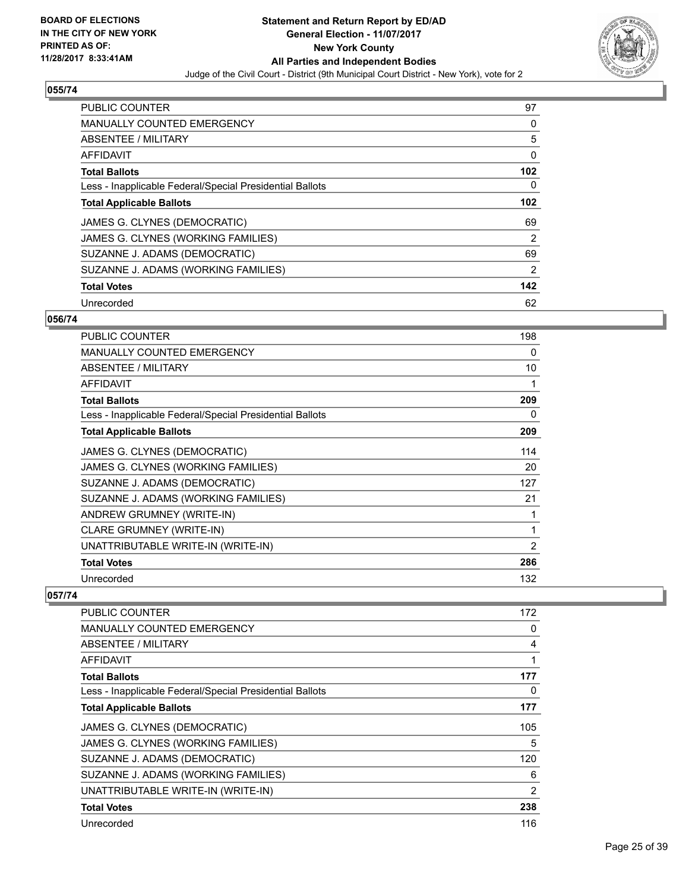**BOARD OF ELECTIONS IN THE CITY OF NEW YORK PRINTED AS OF: 11/28/2017 8:33:41AM**

**Statement and Return Report by ED/AD**
**General Election - 11/07/2017**
**New York County**
**All Parties and Independent Bodies**
Judge of the Civil Court - District (9th Municipal Court District - New York), vote for 2

### 055/74

| | |
|---|---|
| PUBLIC COUNTER | 97 |
| MANUALLY COUNTED EMERGENCY | 0 |
| ABSENTEE / MILITARY | 5 |
| AFFIDAVIT | 0 |
| **Total Ballots** | **102** |
| Less - Inapplicable Federal/Special Presidential Ballots | 0 |
| **Total Applicable Ballots** | **102** |
| JAMES G. CLYNES (DEMOCRATIC) | 69 |
| JAMES G. CLYNES (WORKING FAMILIES) | 2 |
| SUZANNE J. ADAMS (DEMOCRATIC) | 69 |
| SUZANNE J. ADAMS (WORKING FAMILIES) | 2 |
| **Total Votes** | **142** |
| Unrecorded | 62 |

### 056/74

| | |
|---|---|
| PUBLIC COUNTER | 198 |
| MANUALLY COUNTED EMERGENCY | 0 |
| ABSENTEE / MILITARY | 10 |
| AFFIDAVIT | 1 |
| **Total Ballots** | **209** |
| Less - Inapplicable Federal/Special Presidential Ballots | 0 |
| **Total Applicable Ballots** | **209** |
| JAMES G. CLYNES (DEMOCRATIC) | 114 |
| JAMES G. CLYNES (WORKING FAMILIES) | 20 |
| SUZANNE J. ADAMS (DEMOCRATIC) | 127 |
| SUZANNE J. ADAMS (WORKING FAMILIES) | 21 |
| ANDREW GRUMNEY (WRITE-IN) | 1 |
| CLARE GRUMNEY (WRITE-IN) | 1 |
| UNATTRIBUTABLE WRITE-IN (WRITE-IN) | 2 |
| **Total Votes** | **286** |
| Unrecorded | 132 |

### 057/74

| | |
|---|---|
| PUBLIC COUNTER | 172 |
| MANUALLY COUNTED EMERGENCY | 0 |
| ABSENTEE / MILITARY | 4 |
| AFFIDAVIT | 1 |
| **Total Ballots** | **177** |
| Less - Inapplicable Federal/Special Presidential Ballots | 0 |
| **Total Applicable Ballots** | **177** |
| JAMES G. CLYNES (DEMOCRATIC) | 105 |
| JAMES G. CLYNES (WORKING FAMILIES) | 5 |
| SUZANNE J. ADAMS (DEMOCRATIC) | 120 |
| SUZANNE J. ADAMS (WORKING FAMILIES) | 6 |
| UNATTRIBUTABLE WRITE-IN (WRITE-IN) | 2 |
| **Total Votes** | **238** |
| Unrecorded | 116 |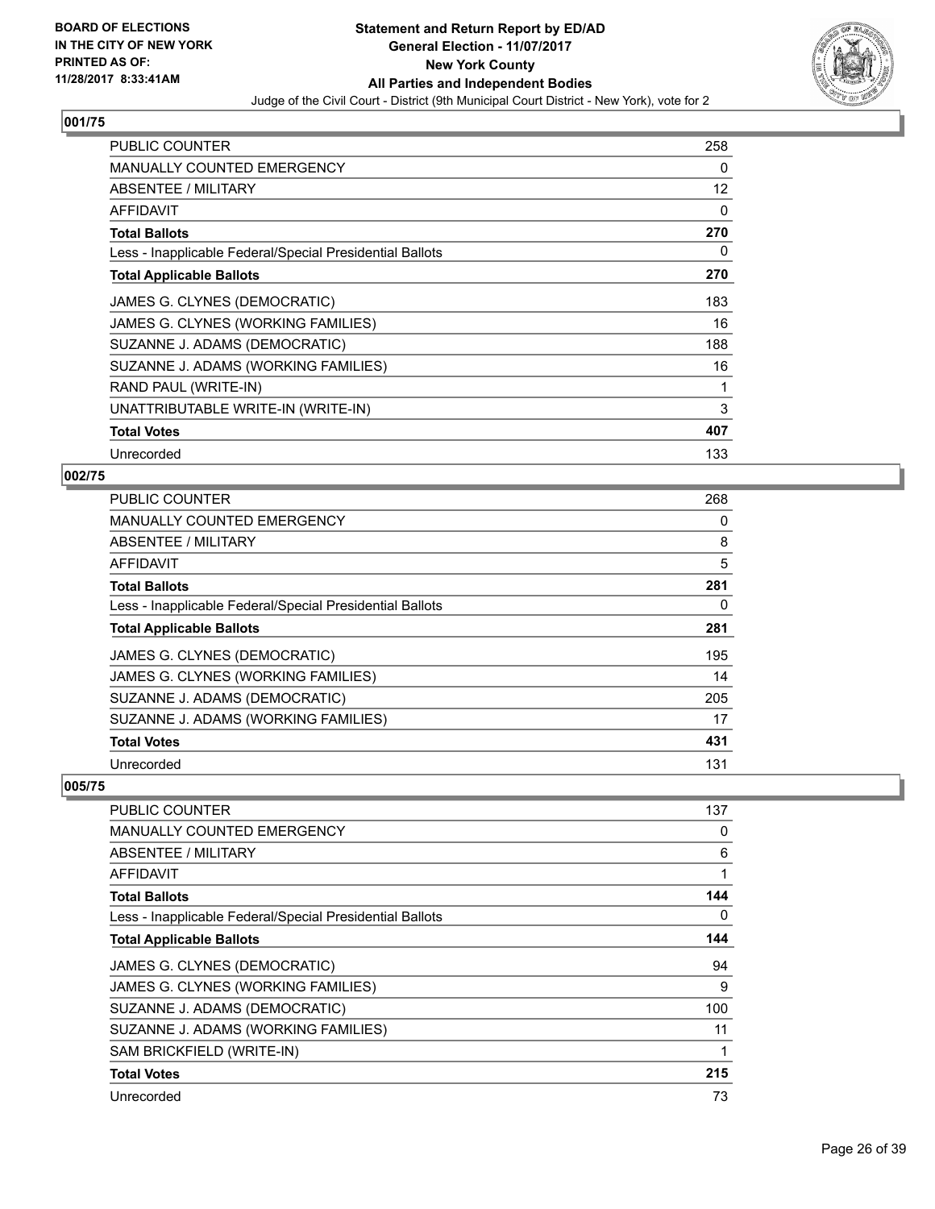**Statement and Return Report by ED/AD**
**General Election - 11/07/2017**
**New York County**
**All Parties and Independent Bodies**
Judge of the Civil Court - District (9th Municipal Court District - New York), vote for 2

BOARD OF ELECTIONS IN THE CITY OF NEW YORK PRINTED AS OF: 11/28/2017 8:33:41AM

### 001/75

| | |
|---|---|
| PUBLIC COUNTER | 258 |
| MANUALLY COUNTED EMERGENCY | 0 |
| ABSENTEE / MILITARY | 12 |
| AFFIDAVIT | 0 |
| **Total Ballots** | **270** |
| Less - Inapplicable Federal/Special Presidential Ballots | 0 |
| **Total Applicable Ballots** | **270** |
| JAMES G. CLYNES (DEMOCRATIC) | 183 |
| JAMES G. CLYNES (WORKING FAMILIES) | 16 |
| SUZANNE J. ADAMS (DEMOCRATIC) | 188 |
| SUZANNE J. ADAMS (WORKING FAMILIES) | 16 |
| RAND PAUL (WRITE-IN) | 1 |
| UNATTRIBUTABLE WRITE-IN (WRITE-IN) | 3 |
| **Total Votes** | **407** |
| Unrecorded | 133 |

### 002/75

| | |
|---|---|
| PUBLIC COUNTER | 268 |
| MANUALLY COUNTED EMERGENCY | 0 |
| ABSENTEE / MILITARY | 8 |
| AFFIDAVIT | 5 |
| **Total Ballots** | **281** |
| Less - Inapplicable Federal/Special Presidential Ballots | 0 |
| **Total Applicable Ballots** | **281** |
| JAMES G. CLYNES (DEMOCRATIC) | 195 |
| JAMES G. CLYNES (WORKING FAMILIES) | 14 |
| SUZANNE J. ADAMS (DEMOCRATIC) | 205 |
| SUZANNE J. ADAMS (WORKING FAMILIES) | 17 |
| **Total Votes** | **431** |
| Unrecorded | 131 |

### 005/75

| | |
|---|---|
| PUBLIC COUNTER | 137 |
| MANUALLY COUNTED EMERGENCY | 0 |
| ABSENTEE / MILITARY | 6 |
| AFFIDAVIT | 1 |
| **Total Ballots** | **144** |
| Less - Inapplicable Federal/Special Presidential Ballots | 0 |
| **Total Applicable Ballots** | **144** |
| JAMES G. CLYNES (DEMOCRATIC) | 94 |
| JAMES G. CLYNES (WORKING FAMILIES) | 9 |
| SUZANNE J. ADAMS (DEMOCRATIC) | 100 |
| SUZANNE J. ADAMS (WORKING FAMILIES) | 11 |
| SAM BRICKFIELD (WRITE-IN) | 1 |
| **Total Votes** | **215** |
| Unrecorded | 73 |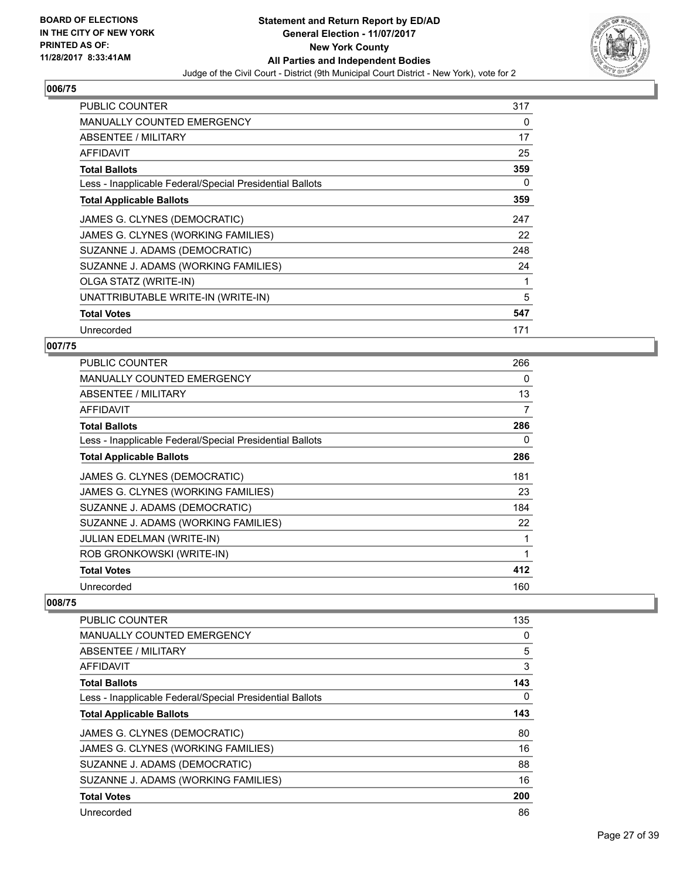**BOARD OF ELECTIONS IN THE CITY OF NEW YORK PRINTED AS OF: 11/28/2017 8:33:41AM**

**Statement and Return Report by ED/AD**
**General Election - 11/07/2017**
**New York County**
**All Parties and Independent Bodies**
Judge of the Civil Court - District (9th Municipal Court District - New York), vote for 2

## 006/75

| | |
|---|---|
| PUBLIC COUNTER | 317 |
| MANUALLY COUNTED EMERGENCY | 0 |
| ABSENTEE / MILITARY | 17 |
| AFFIDAVIT | 25 |
| **Total Ballots** | **359** |
| Less - Inapplicable Federal/Special Presidential Ballots | 0 |
| **Total Applicable Ballots** | **359** |
| JAMES G. CLYNES (DEMOCRATIC) | 247 |
| JAMES G. CLYNES (WORKING FAMILIES) | 22 |
| SUZANNE J. ADAMS (DEMOCRATIC) | 248 |
| SUZANNE J. ADAMS (WORKING FAMILIES) | 24 |
| OLGA STATZ (WRITE-IN) | 1 |
| UNATTRIBUTABLE WRITE-IN (WRITE-IN) | 5 |
| **Total Votes** | **547** |
| Unrecorded | 171 |

## 007/75

| | |
|---|---|
| PUBLIC COUNTER | 266 |
| MANUALLY COUNTED EMERGENCY | 0 |
| ABSENTEE / MILITARY | 13 |
| AFFIDAVIT | 7 |
| **Total Ballots** | **286** |
| Less - Inapplicable Federal/Special Presidential Ballots | 0 |
| **Total Applicable Ballots** | **286** |
| JAMES G. CLYNES (DEMOCRATIC) | 181 |
| JAMES G. CLYNES (WORKING FAMILIES) | 23 |
| SUZANNE J. ADAMS (DEMOCRATIC) | 184 |
| SUZANNE J. ADAMS (WORKING FAMILIES) | 22 |
| JULIAN EDELMAN (WRITE-IN) | 1 |
| ROB GRONKOWSKI (WRITE-IN) | 1 |
| **Total Votes** | **412** |
| Unrecorded | 160 |

## 008/75

| | |
|---|---|
| PUBLIC COUNTER | 135 |
| MANUALLY COUNTED EMERGENCY | 0 |
| ABSENTEE / MILITARY | 5 |
| AFFIDAVIT | 3 |
| **Total Ballots** | **143** |
| Less - Inapplicable Federal/Special Presidential Ballots | 0 |
| **Total Applicable Ballots** | **143** |
| JAMES G. CLYNES (DEMOCRATIC) | 80 |
| JAMES G. CLYNES (WORKING FAMILIES) | 16 |
| SUZANNE J. ADAMS (DEMOCRATIC) | 88 |
| SUZANNE J. ADAMS (WORKING FAMILIES) | 16 |
| **Total Votes** | **200** |
| Unrecorded | 86 |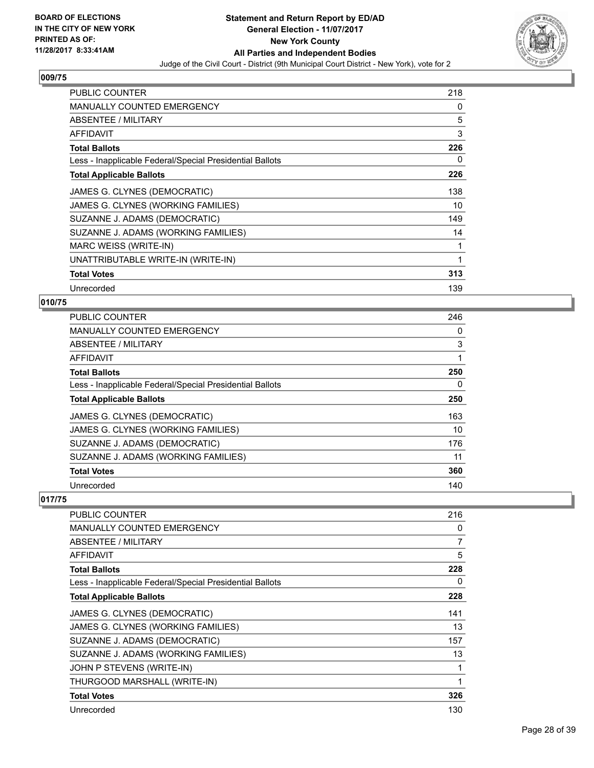**BOARD OF ELECTIONS IN THE CITY OF NEW YORK PRINTED AS OF: 11/28/2017 8:33:41AM**

**Statement and Return Report by ED/AD**
**General Election - 11/07/2017**
**New York County**
**All Parties and Independent Bodies**
Judge of the Civil Court - District (9th Municipal Court District - New York), vote for 2

## 009/75

| | |
|---|---|
| PUBLIC COUNTER | 218 |
| MANUALLY COUNTED EMERGENCY | 0 |
| ABSENTEE / MILITARY | 5 |
| AFFIDAVIT | 3 |
| **Total Ballots** | **226** |
| Less - Inapplicable Federal/Special Presidential Ballots | 0 |
| **Total Applicable Ballots** | **226** |
| JAMES G. CLYNES (DEMOCRATIC) | 138 |
| JAMES G. CLYNES (WORKING FAMILIES) | 10 |
| SUZANNE J. ADAMS (DEMOCRATIC) | 149 |
| SUZANNE J. ADAMS (WORKING FAMILIES) | 14 |
| MARC WEISS (WRITE-IN) | 1 |
| UNATTRIBUTABLE WRITE-IN (WRITE-IN) | 1 |
| **Total Votes** | **313** |
| Unrecorded | 139 |

## 010/75

| | |
|---|---|
| PUBLIC COUNTER | 246 |
| MANUALLY COUNTED EMERGENCY | 0 |
| ABSENTEE / MILITARY | 3 |
| AFFIDAVIT | 1 |
| **Total Ballots** | **250** |
| Less - Inapplicable Federal/Special Presidential Ballots | 0 |
| **Total Applicable Ballots** | **250** |
| JAMES G. CLYNES (DEMOCRATIC) | 163 |
| JAMES G. CLYNES (WORKING FAMILIES) | 10 |
| SUZANNE J. ADAMS (DEMOCRATIC) | 176 |
| SUZANNE J. ADAMS (WORKING FAMILIES) | 11 |
| **Total Votes** | **360** |
| Unrecorded | 140 |

## 017/75

| | |
|---|---|
| PUBLIC COUNTER | 216 |
| MANUALLY COUNTED EMERGENCY | 0 |
| ABSENTEE / MILITARY | 7 |
| AFFIDAVIT | 5 |
| **Total Ballots** | **228** |
| Less - Inapplicable Federal/Special Presidential Ballots | 0 |
| **Total Applicable Ballots** | **228** |
| JAMES G. CLYNES (DEMOCRATIC) | 141 |
| JAMES G. CLYNES (WORKING FAMILIES) | 13 |
| SUZANNE J. ADAMS (DEMOCRATIC) | 157 |
| SUZANNE J. ADAMS (WORKING FAMILIES) | 13 |
| JOHN P STEVENS (WRITE-IN) | 1 |
| THURGOOD MARSHALL (WRITE-IN) | 1 |
| **Total Votes** | **326** |
| Unrecorded | 130 |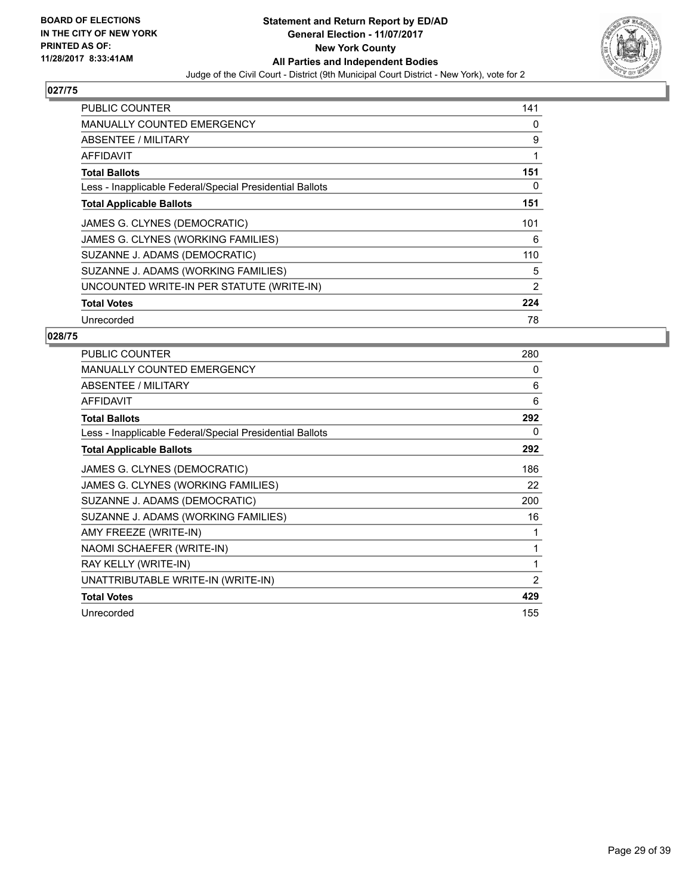**BOARD OF ELECTIONS IN THE CITY OF NEW YORK PRINTED AS OF: 11/28/2017 8:33:41AM**

**Statement and Return Report by ED/AD General Election - 11/07/2017 New York County All Parties and Independent Bodies**

Judge of the Civil Court - District (9th Municipal Court District - New York), vote for 2

## 027/75

| | |
|---|---|
| PUBLIC COUNTER | 141 |
| MANUALLY COUNTED EMERGENCY | 0 |
| ABSENTEE / MILITARY | 9 |
| AFFIDAVIT | 1 |
| **Total Ballots** | **151** |
| Less - Inapplicable Federal/Special Presidential Ballots | 0 |
| **Total Applicable Ballots** | **151** |
| JAMES G. CLYNES (DEMOCRATIC) | 101 |
| JAMES G. CLYNES (WORKING FAMILIES) | 6 |
| SUZANNE J. ADAMS (DEMOCRATIC) | 110 |
| SUZANNE J. ADAMS (WORKING FAMILIES) | 5 |
| UNCOUNTED WRITE-IN PER STATUTE (WRITE-IN) | 2 |
| **Total Votes** | **224** |
| Unrecorded | 78 |

## 028/75

| | |
|---|---|
| PUBLIC COUNTER | 280 |
| MANUALLY COUNTED EMERGENCY | 0 |
| ABSENTEE / MILITARY | 6 |
| AFFIDAVIT | 6 |
| **Total Ballots** | **292** |
| Less - Inapplicable Federal/Special Presidential Ballots | 0 |
| **Total Applicable Ballots** | **292** |
| JAMES G. CLYNES (DEMOCRATIC) | 186 |
| JAMES G. CLYNES (WORKING FAMILIES) | 22 |
| SUZANNE J. ADAMS (DEMOCRATIC) | 200 |
| SUZANNE J. ADAMS (WORKING FAMILIES) | 16 |
| AMY FREEZE (WRITE-IN) | 1 |
| NAOMI SCHAEFER (WRITE-IN) | 1 |
| RAY KELLY (WRITE-IN) | 1 |
| UNATTRIBUTABLE WRITE-IN (WRITE-IN) | 2 |
| **Total Votes** | **429** |
| Unrecorded | 155 |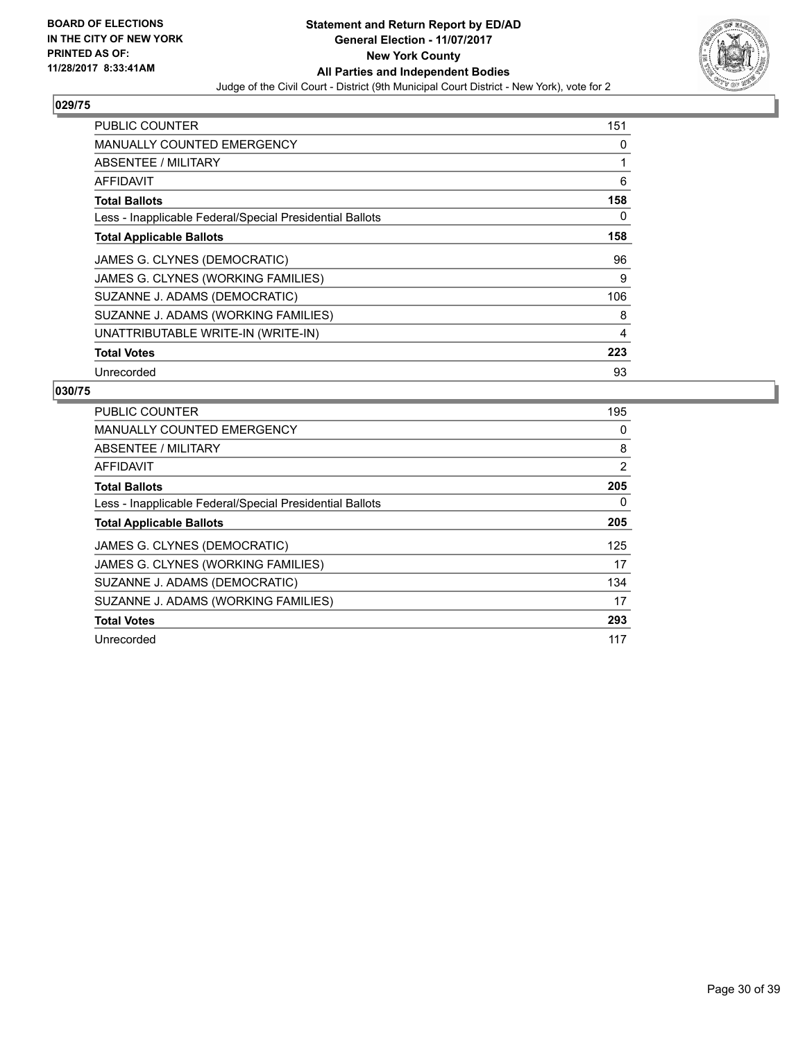BOARD OF ELECTIONS
IN THE CITY OF NEW YORK
PRINTED AS OF:
11/28/2017 8:33:41AM

**Statement and Return Report by ED/AD**
**General Election - 11/07/2017**
**New York County**
**All Parties and Independent Bodies**
Judge of the Civil Court - District (9th Municipal Court District - New York), vote for 2

### 029/75

| | |
|---|---|
| PUBLIC COUNTER | 151 |
| MANUALLY COUNTED EMERGENCY | 0 |
| ABSENTEE / MILITARY | 1 |
| AFFIDAVIT | 6 |
| **Total Ballots** | **158** |
| Less - Inapplicable Federal/Special Presidential Ballots | 0 |
| **Total Applicable Ballots** | **158** |
| JAMES G. CLYNES (DEMOCRATIC) | 96 |
| JAMES G. CLYNES (WORKING FAMILIES) | 9 |
| SUZANNE J. ADAMS (DEMOCRATIC) | 106 |
| SUZANNE J. ADAMS (WORKING FAMILIES) | 8 |
| UNATTRIBUTABLE WRITE-IN (WRITE-IN) | 4 |
| **Total Votes** | **223** |
| Unrecorded | 93 |

### 030/75

| | |
|---|---|
| PUBLIC COUNTER | 195 |
| MANUALLY COUNTED EMERGENCY | 0 |
| ABSENTEE / MILITARY | 8 |
| AFFIDAVIT | 2 |
| **Total Ballots** | **205** |
| Less - Inapplicable Federal/Special Presidential Ballots | 0 |
| **Total Applicable Ballots** | **205** |
| JAMES G. CLYNES (DEMOCRATIC) | 125 |
| JAMES G. CLYNES (WORKING FAMILIES) | 17 |
| SUZANNE J. ADAMS (DEMOCRATIC) | 134 |
| SUZANNE J. ADAMS (WORKING FAMILIES) | 17 |
| **Total Votes** | **293** |
| Unrecorded | 117 |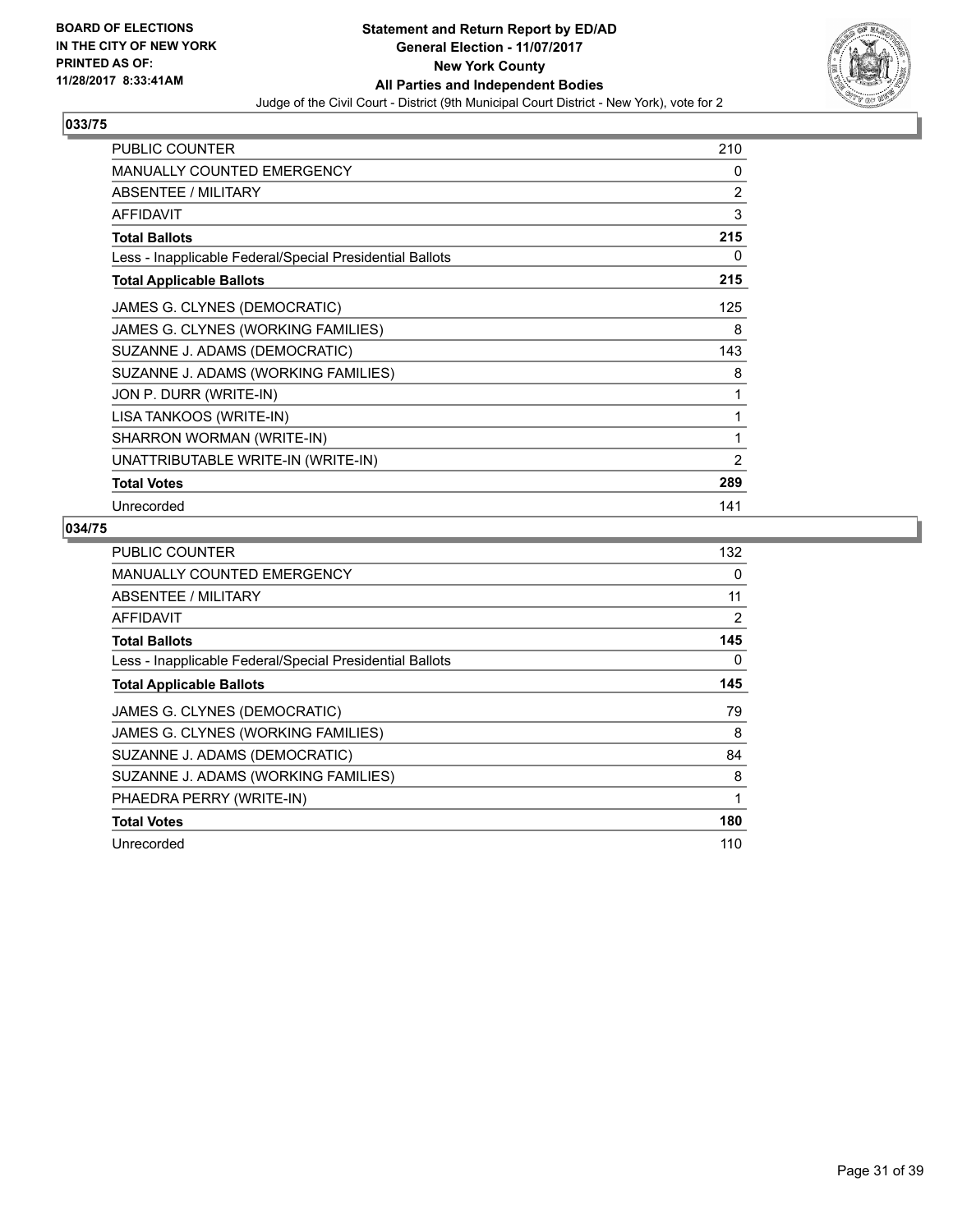**BOARD OF ELECTIONS IN THE CITY OF NEW YORK PRINTED AS OF: 11/28/2017 8:33:41AM**

**Statement and Return Report by ED/AD**
**General Election - 11/07/2017**
**New York County**
**All Parties and Independent Bodies**
Judge of the Civil Court - District (9th Municipal Court District - New York), vote for 2

## 033/75

| | |
|---|---|
| PUBLIC COUNTER | 210 |
| MANUALLY COUNTED EMERGENCY | 0 |
| ABSENTEE / MILITARY | 2 |
| AFFIDAVIT | 3 |
| **Total Ballots** | **215** |
| Less - Inapplicable Federal/Special Presidential Ballots | 0 |
| **Total Applicable Ballots** | **215** |
| JAMES G. CLYNES (DEMOCRATIC) | 125 |
| JAMES G. CLYNES (WORKING FAMILIES) | 8 |
| SUZANNE J. ADAMS (DEMOCRATIC) | 143 |
| SUZANNE J. ADAMS (WORKING FAMILIES) | 8 |
| JON P. DURR (WRITE-IN) | 1 |
| LISA TANKOOS (WRITE-IN) | 1 |
| SHARRON WORMAN (WRITE-IN) | 1 |
| UNATTRIBUTABLE WRITE-IN (WRITE-IN) | 2 |
| **Total Votes** | **289** |
| Unrecorded | 141 |

## 034/75

| | |
|---|---|
| PUBLIC COUNTER | 132 |
| MANUALLY COUNTED EMERGENCY | 0 |
| ABSENTEE / MILITARY | 11 |
| AFFIDAVIT | 2 |
| **Total Ballots** | **145** |
| Less - Inapplicable Federal/Special Presidential Ballots | 0 |
| **Total Applicable Ballots** | **145** |
| JAMES G. CLYNES (DEMOCRATIC) | 79 |
| JAMES G. CLYNES (WORKING FAMILIES) | 8 |
| SUZANNE J. ADAMS (DEMOCRATIC) | 84 |
| SUZANNE J. ADAMS (WORKING FAMILIES) | 8 |
| PHAEDRA PERRY (WRITE-IN) | 1 |
| **Total Votes** | **180** |
| Unrecorded | 110 |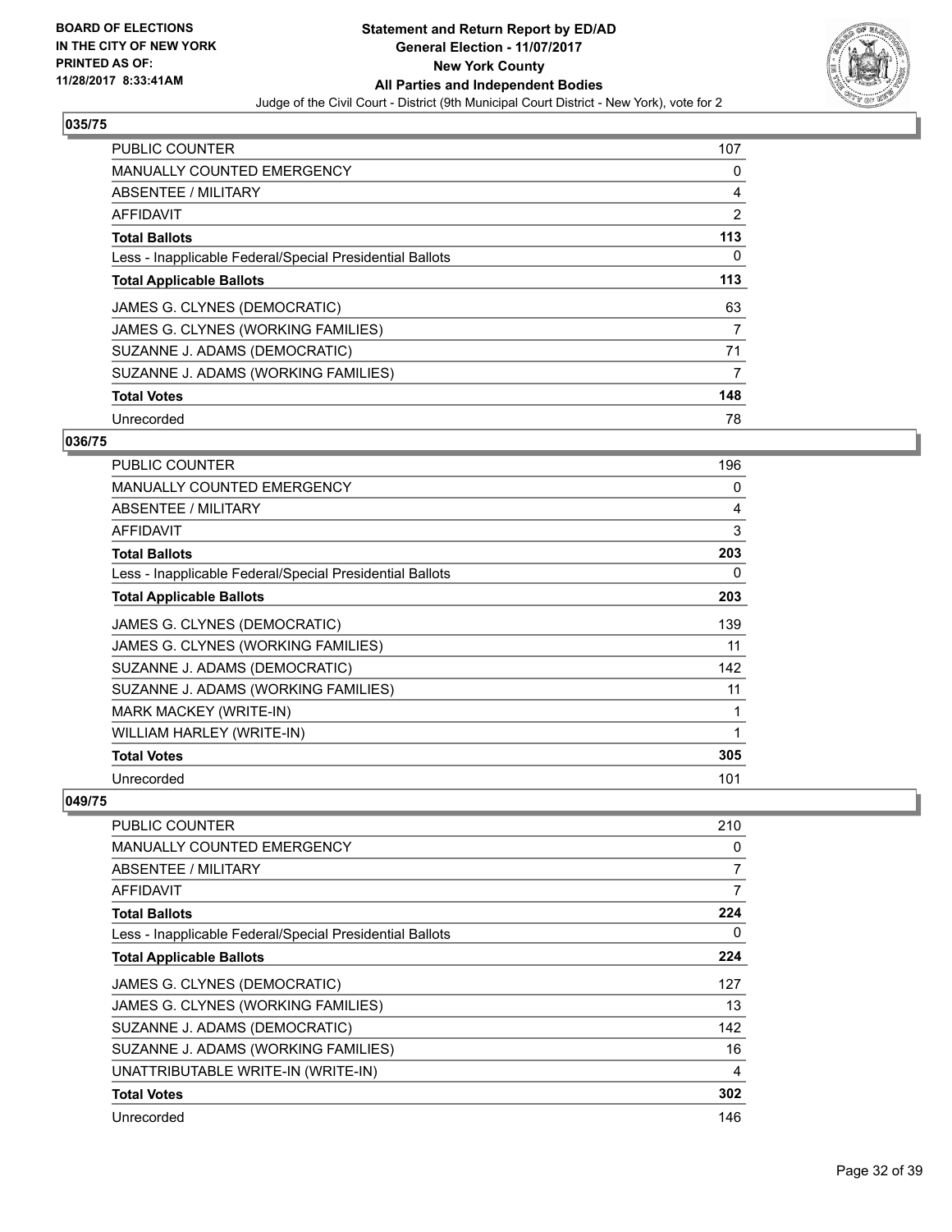**BOARD OF ELECTIONS IN THE CITY OF NEW YORK PRINTED AS OF: 11/28/2017 8:33:41AM**

**Statement and Return Report by ED/AD General Election - 11/07/2017 New York County All Parties and Independent Bodies**

Judge of the Civil Court - District (9th Municipal Court District - New York), vote for 2

## 035/75

| | |
|---|---|
| PUBLIC COUNTER | 107 |
| MANUALLY COUNTED EMERGENCY | 0 |
| ABSENTEE / MILITARY | 4 |
| AFFIDAVIT | 2 |
| **Total Ballots** | **113** |
| Less - Inapplicable Federal/Special Presidential Ballots | 0 |
| **Total Applicable Ballots** | **113** |
| JAMES G. CLYNES (DEMOCRATIC) | 63 |
| JAMES G. CLYNES (WORKING FAMILIES) | 7 |
| SUZANNE J. ADAMS (DEMOCRATIC) | 71 |
| SUZANNE J. ADAMS (WORKING FAMILIES) | 7 |
| **Total Votes** | **148** |
| Unrecorded | 78 |

## 036/75

| | |
|---|---|
| PUBLIC COUNTER | 196 |
| MANUALLY COUNTED EMERGENCY | 0 |
| ABSENTEE / MILITARY | 4 |
| AFFIDAVIT | 3 |
| **Total Ballots** | **203** |
| Less - Inapplicable Federal/Special Presidential Ballots | 0 |
| **Total Applicable Ballots** | **203** |
| JAMES G. CLYNES (DEMOCRATIC) | 139 |
| JAMES G. CLYNES (WORKING FAMILIES) | 11 |
| SUZANNE J. ADAMS (DEMOCRATIC) | 142 |
| SUZANNE J. ADAMS (WORKING FAMILIES) | 11 |
| MARK MACKEY (WRITE-IN) | 1 |
| WILLIAM HARLEY (WRITE-IN) | 1 |
| **Total Votes** | **305** |
| Unrecorded | 101 |

## 049/75

| | |
|---|---|
| PUBLIC COUNTER | 210 |
| MANUALLY COUNTED EMERGENCY | 0 |
| ABSENTEE / MILITARY | 7 |
| AFFIDAVIT | 7 |
| **Total Ballots** | **224** |
| Less - Inapplicable Federal/Special Presidential Ballots | 0 |
| **Total Applicable Ballots** | **224** |
| JAMES G. CLYNES (DEMOCRATIC) | 127 |
| JAMES G. CLYNES (WORKING FAMILIES) | 13 |
| SUZANNE J. ADAMS (DEMOCRATIC) | 142 |
| SUZANNE J. ADAMS (WORKING FAMILIES) | 16 |
| UNATTRIBUTABLE WRITE-IN (WRITE-IN) | 4 |
| **Total Votes** | **302** |
| Unrecorded | 146 |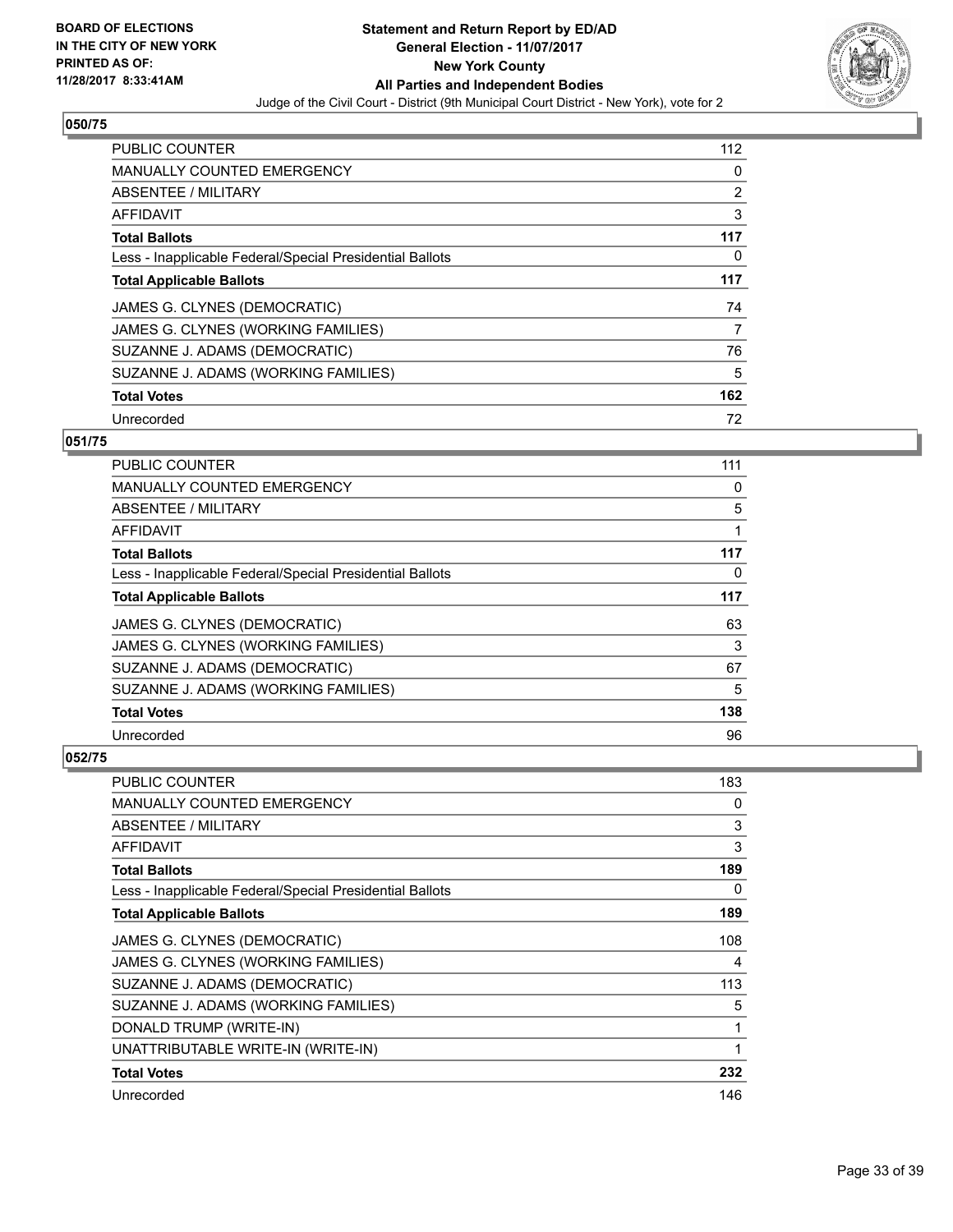**BOARD OF ELECTIONS IN THE CITY OF NEW YORK PRINTED AS OF: 11/28/2017 8:33:41AM**

# Statement and Return Report by ED/AD
## General Election - 11/07/2017
## New York County
## All Parties and Independent Bodies
Judge of the Civil Court - District (9th Municipal Court District - New York), vote for 2

### 050/75

| | |
|---|---|
| PUBLIC COUNTER | 112 |
| MANUALLY COUNTED EMERGENCY | 0 |
| ABSENTEE / MILITARY | 2 |
| AFFIDAVIT | 3 |
| **Total Ballots** | **117** |
| Less - Inapplicable Federal/Special Presidential Ballots | 0 |
| **Total Applicable Ballots** | **117** |
| JAMES G. CLYNES (DEMOCRATIC) | 74 |
| JAMES G. CLYNES (WORKING FAMILIES) | 7 |
| SUZANNE J. ADAMS (DEMOCRATIC) | 76 |
| SUZANNE J. ADAMS (WORKING FAMILIES) | 5 |
| **Total Votes** | **162** |
| Unrecorded | 72 |

### 051/75

| | |
|---|---|
| PUBLIC COUNTER | 111 |
| MANUALLY COUNTED EMERGENCY | 0 |
| ABSENTEE / MILITARY | 5 |
| AFFIDAVIT | 1 |
| **Total Ballots** | **117** |
| Less - Inapplicable Federal/Special Presidential Ballots | 0 |
| **Total Applicable Ballots** | **117** |
| JAMES G. CLYNES (DEMOCRATIC) | 63 |
| JAMES G. CLYNES (WORKING FAMILIES) | 3 |
| SUZANNE J. ADAMS (DEMOCRATIC) | 67 |
| SUZANNE J. ADAMS (WORKING FAMILIES) | 5 |
| **Total Votes** | **138** |
| Unrecorded | 96 |

### 052/75

| | |
|---|---|
| PUBLIC COUNTER | 183 |
| MANUALLY COUNTED EMERGENCY | 0 |
| ABSENTEE / MILITARY | 3 |
| AFFIDAVIT | 3 |
| **Total Ballots** | **189** |
| Less - Inapplicable Federal/Special Presidential Ballots | 0 |
| **Total Applicable Ballots** | **189** |
| JAMES G. CLYNES (DEMOCRATIC) | 108 |
| JAMES G. CLYNES (WORKING FAMILIES) | 4 |
| SUZANNE J. ADAMS (DEMOCRATIC) | 113 |
| SUZANNE J. ADAMS (WORKING FAMILIES) | 5 |
| DONALD TRUMP (WRITE-IN) | 1 |
| UNATTRIBUTABLE WRITE-IN (WRITE-IN) | 1 |
| **Total Votes** | **232** |
| Unrecorded | 146 |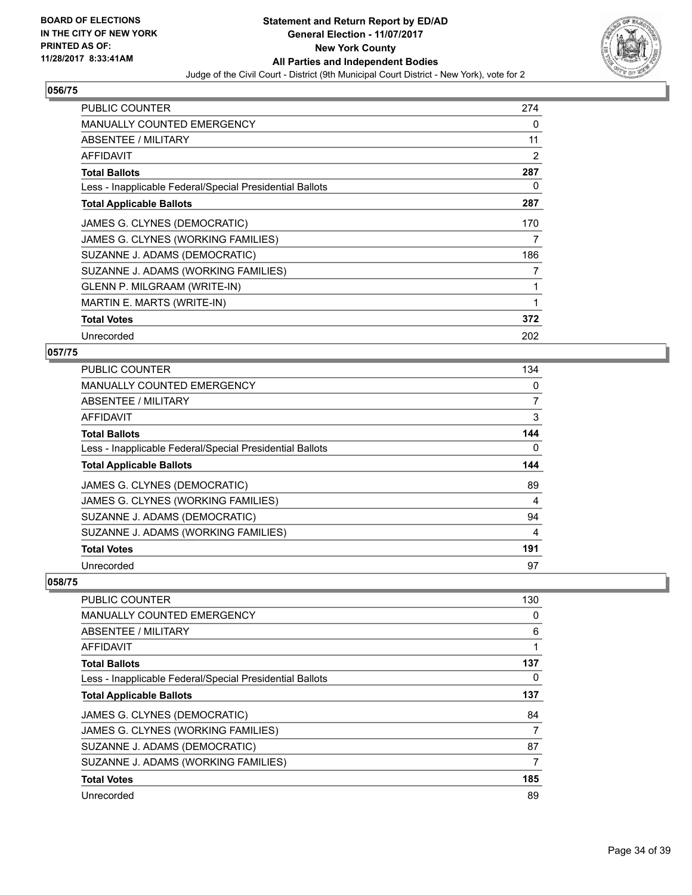**BOARD OF ELECTIONS IN THE CITY OF NEW YORK**
**PRINTED AS OF: 11/28/2017 8:33:41AM**

# Statement and Return Report by ED/AD
## General Election - 11/07/2017
## New York County
## All Parties and Independent Bodies

Judge of the Civil Court - District (9th Municipal Court District - New York), vote for 2

### 056/75

| | |
|---|---|
| PUBLIC COUNTER | 274 |
| MANUALLY COUNTED EMERGENCY | 0 |
| ABSENTEE / MILITARY | 11 |
| AFFIDAVIT | 2 |
| **Total Ballots** | **287** |
| Less - Inapplicable Federal/Special Presidential Ballots | 0 |
| **Total Applicable Ballots** | **287** |
| JAMES G. CLYNES (DEMOCRATIC) | 170 |
| JAMES G. CLYNES (WORKING FAMILIES) | 7 |
| SUZANNE J. ADAMS (DEMOCRATIC) | 186 |
| SUZANNE J. ADAMS (WORKING FAMILIES) | 7 |
| GLENN P. MILGRAAM (WRITE-IN) | 1 |
| MARTIN E. MARTS (WRITE-IN) | 1 |
| **Total Votes** | **372** |
| Unrecorded | 202 |

### 057/75

| | |
|---|---|
| PUBLIC COUNTER | 134 |
| MANUALLY COUNTED EMERGENCY | 0 |
| ABSENTEE / MILITARY | 7 |
| AFFIDAVIT | 3 |
| **Total Ballots** | **144** |
| Less - Inapplicable Federal/Special Presidential Ballots | 0 |
| **Total Applicable Ballots** | **144** |
| JAMES G. CLYNES (DEMOCRATIC) | 89 |
| JAMES G. CLYNES (WORKING FAMILIES) | 4 |
| SUZANNE J. ADAMS (DEMOCRATIC) | 94 |
| SUZANNE J. ADAMS (WORKING FAMILIES) | 4 |
| **Total Votes** | **191** |
| Unrecorded | 97 |

### 058/75

| | |
|---|---|
| PUBLIC COUNTER | 130 |
| MANUALLY COUNTED EMERGENCY | 0 |
| ABSENTEE / MILITARY | 6 |
| AFFIDAVIT | 1 |
| **Total Ballots** | **137** |
| Less - Inapplicable Federal/Special Presidential Ballots | 0 |
| **Total Applicable Ballots** | **137** |
| JAMES G. CLYNES (DEMOCRATIC) | 84 |
| JAMES G. CLYNES (WORKING FAMILIES) | 7 |
| SUZANNE J. ADAMS (DEMOCRATIC) | 87 |
| SUZANNE J. ADAMS (WORKING FAMILIES) | 7 |
| **Total Votes** | **185** |
| Unrecorded | 89 |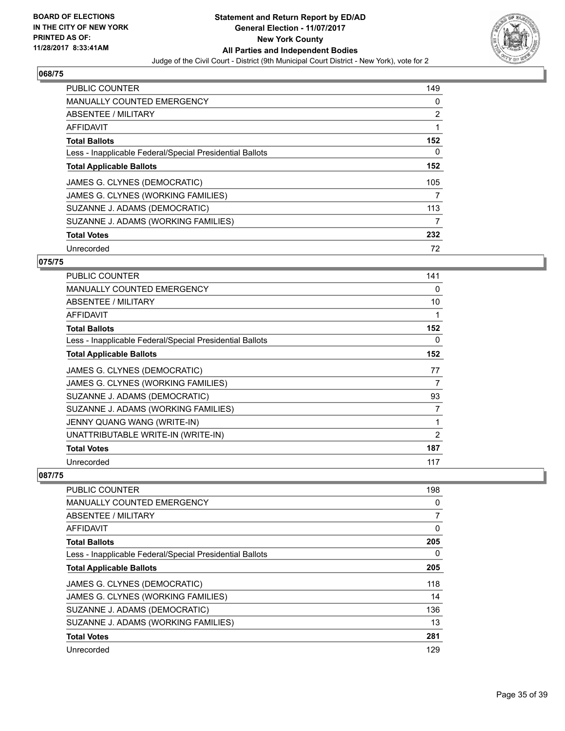**BOARD OF ELECTIONS IN THE CITY OF NEW YORK PRINTED AS OF: 11/28/2017 8:33:41AM**

**Statement and Return Report by ED/AD**
**General Election - 11/07/2017**
**New York County**
**All Parties and Independent Bodies**
Judge of the Civil Court - District (9th Municipal Court District - New York), vote for 2

## 068/75

| | |
|---|---|
| PUBLIC COUNTER | 149 |
| MANUALLY COUNTED EMERGENCY | 0 |
| ABSENTEE / MILITARY | 2 |
| AFFIDAVIT | 1 |
| **Total Ballots** | **152** |
| Less - Inapplicable Federal/Special Presidential Ballots | 0 |
| **Total Applicable Ballots** | **152** |
| JAMES G. CLYNES (DEMOCRATIC) | 105 |
| JAMES G. CLYNES (WORKING FAMILIES) | 7 |
| SUZANNE J. ADAMS (DEMOCRATIC) | 113 |
| SUZANNE J. ADAMS (WORKING FAMILIES) | 7 |
| **Total Votes** | **232** |
| Unrecorded | 72 |

## 075/75

| | |
|---|---|
| PUBLIC COUNTER | 141 |
| MANUALLY COUNTED EMERGENCY | 0 |
| ABSENTEE / MILITARY | 10 |
| AFFIDAVIT | 1 |
| **Total Ballots** | **152** |
| Less - Inapplicable Federal/Special Presidential Ballots | 0 |
| **Total Applicable Ballots** | **152** |
| JAMES G. CLYNES (DEMOCRATIC) | 77 |
| JAMES G. CLYNES (WORKING FAMILIES) | 7 |
| SUZANNE J. ADAMS (DEMOCRATIC) | 93 |
| SUZANNE J. ADAMS (WORKING FAMILIES) | 7 |
| JENNY QUANG WANG (WRITE-IN) | 1 |
| UNATTRIBUTABLE WRITE-IN (WRITE-IN) | 2 |
| **Total Votes** | **187** |
| Unrecorded | 117 |

## 087/75

| | |
|---|---|
| PUBLIC COUNTER | 198 |
| MANUALLY COUNTED EMERGENCY | 0 |
| ABSENTEE / MILITARY | 7 |
| AFFIDAVIT | 0 |
| **Total Ballots** | **205** |
| Less - Inapplicable Federal/Special Presidential Ballots | 0 |
| **Total Applicable Ballots** | **205** |
| JAMES G. CLYNES (DEMOCRATIC) | 118 |
| JAMES G. CLYNES (WORKING FAMILIES) | 14 |
| SUZANNE J. ADAMS (DEMOCRATIC) | 136 |
| SUZANNE J. ADAMS (WORKING FAMILIES) | 13 |
| **Total Votes** | **281** |
| Unrecorded | 129 |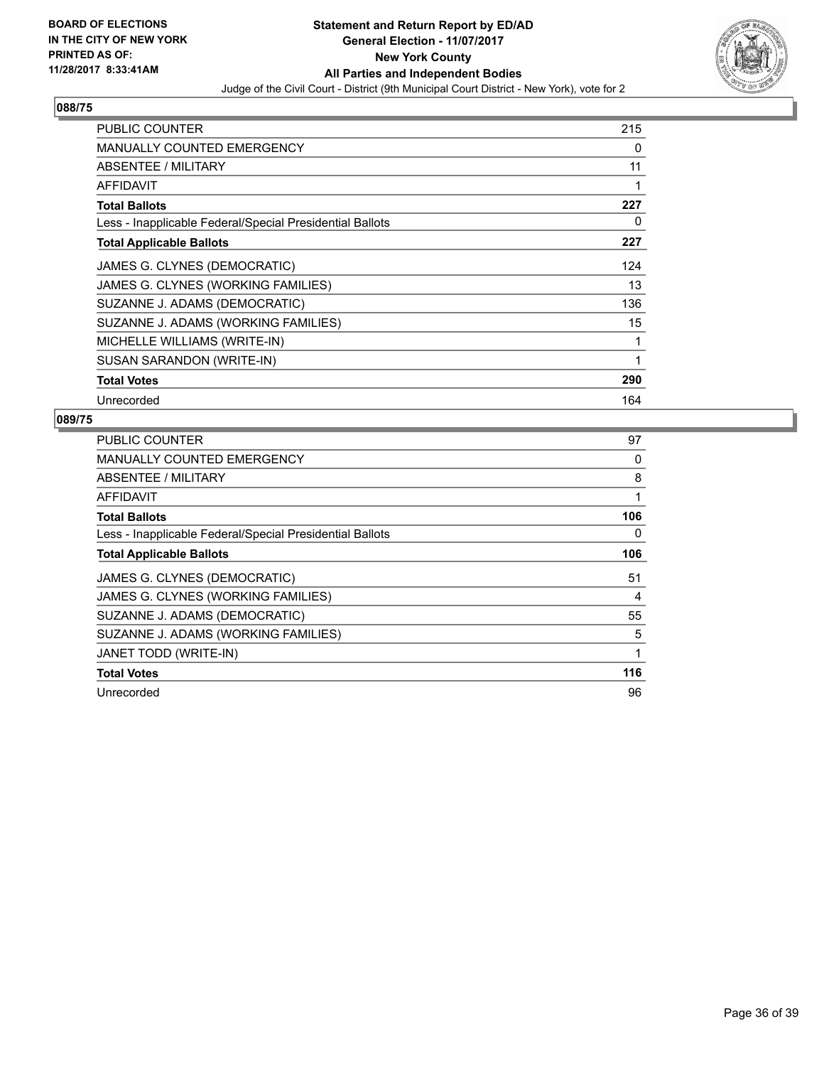**BOARD OF ELECTIONS IN THE CITY OF NEW YORK PRINTED AS OF: 11/28/2017 8:33:41AM**

**Statement and Return Report by ED/AD**
**General Election - 11/07/2017**
**New York County**
**All Parties and Independent Bodies**
Judge of the Civil Court - District (9th Municipal Court District - New York), vote for 2

### 088/75

| | |
|---|---|
| PUBLIC COUNTER | 215 |
| MANUALLY COUNTED EMERGENCY | 0 |
| ABSENTEE / MILITARY | 11 |
| AFFIDAVIT | 1 |
| **Total Ballots** | **227** |
| Less - Inapplicable Federal/Special Presidential Ballots | 0 |
| **Total Applicable Ballots** | **227** |
| JAMES G. CLYNES (DEMOCRATIC) | 124 |
| JAMES G. CLYNES (WORKING FAMILIES) | 13 |
| SUZANNE J. ADAMS (DEMOCRATIC) | 136 |
| SUZANNE J. ADAMS (WORKING FAMILIES) | 15 |
| MICHELLE WILLIAMS (WRITE-IN) | 1 |
| SUSAN SARANDON (WRITE-IN) | 1 |
| **Total Votes** | **290** |
| Unrecorded | 164 |

### 089/75

| | |
|---|---|
| PUBLIC COUNTER | 97 |
| MANUALLY COUNTED EMERGENCY | 0 |
| ABSENTEE / MILITARY | 8 |
| AFFIDAVIT | 1 |
| **Total Ballots** | **106** |
| Less - Inapplicable Federal/Special Presidential Ballots | 0 |
| **Total Applicable Ballots** | **106** |
| JAMES G. CLYNES (DEMOCRATIC) | 51 |
| JAMES G. CLYNES (WORKING FAMILIES) | 4 |
| SUZANNE J. ADAMS (DEMOCRATIC) | 55 |
| SUZANNE J. ADAMS (WORKING FAMILIES) | 5 |
| JANET TODD (WRITE-IN) | 1 |
| **Total Votes** | **116** |
| Unrecorded | 96 |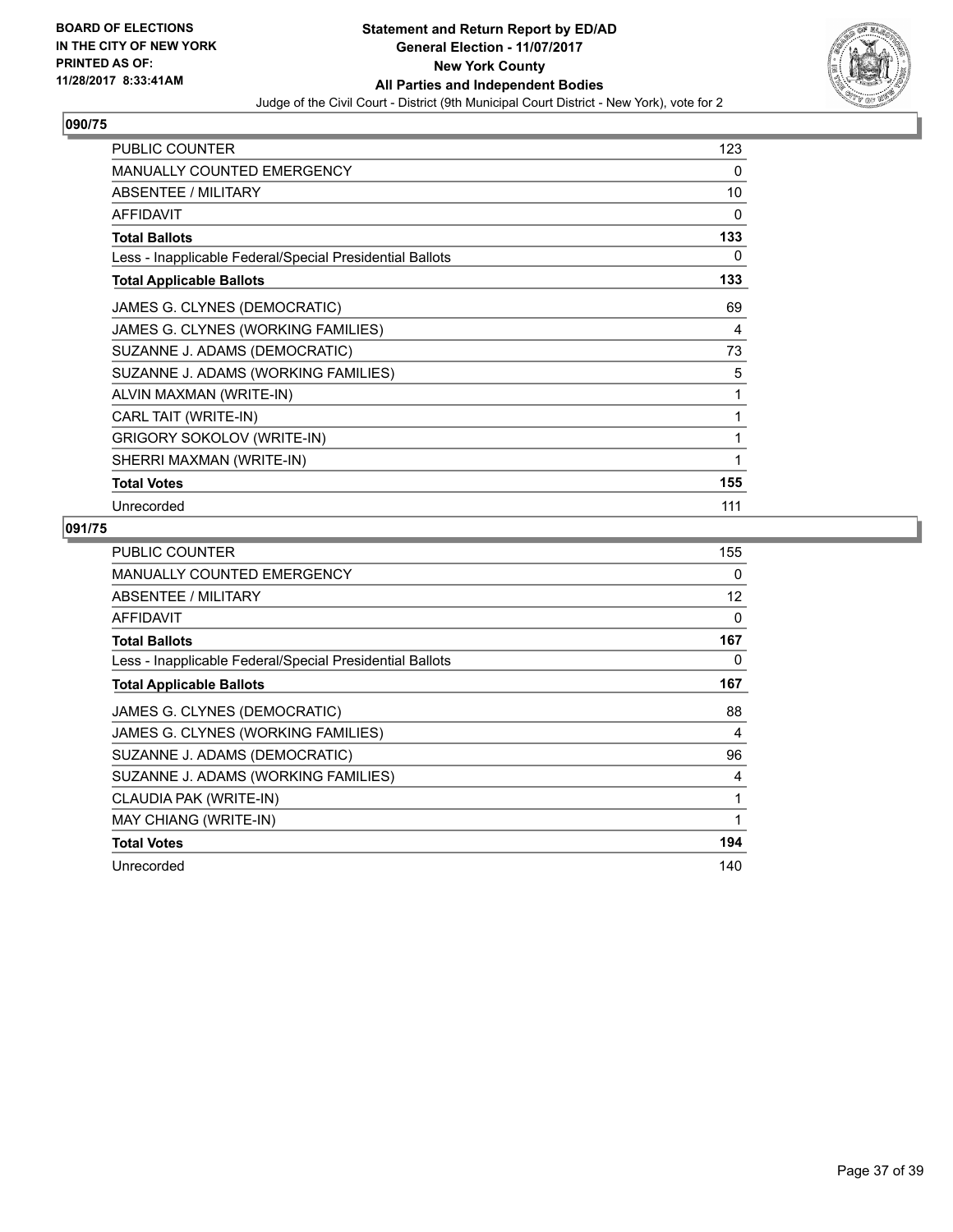**BOARD OF ELECTIONS IN THE CITY OF NEW YORK PRINTED AS OF: 11/28/2017 8:33:41AM**

**Statement and Return Report by ED/AD General Election - 11/07/2017 New York County All Parties and Independent Bodies**

Judge of the Civil Court - District (9th Municipal Court District - New York), vote for 2

## 090/75

| | |
|---|---|
| PUBLIC COUNTER | 123 |
| MANUALLY COUNTED EMERGENCY | 0 |
| ABSENTEE / MILITARY | 10 |
| AFFIDAVIT | 0 |
| **Total Ballots** | **133** |
| Less - Inapplicable Federal/Special Presidential Ballots | 0 |
| **Total Applicable Ballots** | **133** |
| JAMES G. CLYNES (DEMOCRATIC) | 69 |
| JAMES G. CLYNES (WORKING FAMILIES) | 4 |
| SUZANNE J. ADAMS (DEMOCRATIC) | 73 |
| SUZANNE J. ADAMS (WORKING FAMILIES) | 5 |
| ALVIN MAXMAN (WRITE-IN) | 1 |
| CARL TAIT (WRITE-IN) | 1 |
| GRIGORY SOKOLOV (WRITE-IN) | 1 |
| SHERRI MAXMAN (WRITE-IN) | 1 |
| **Total Votes** | **155** |
| Unrecorded | 111 |

## 091/75

| | |
|---|---|
| PUBLIC COUNTER | 155 |
| MANUALLY COUNTED EMERGENCY | 0 |
| ABSENTEE / MILITARY | 12 |
| AFFIDAVIT | 0 |
| **Total Ballots** | **167** |
| Less - Inapplicable Federal/Special Presidential Ballots | 0 |
| **Total Applicable Ballots** | **167** |
| JAMES G. CLYNES (DEMOCRATIC) | 88 |
| JAMES G. CLYNES (WORKING FAMILIES) | 4 |
| SUZANNE J. ADAMS (DEMOCRATIC) | 96 |
| SUZANNE J. ADAMS (WORKING FAMILIES) | 4 |
| CLAUDIA PAK (WRITE-IN) | 1 |
| MAY CHIANG (WRITE-IN) | 1 |
| **Total Votes** | **194** |
| Unrecorded | 140 |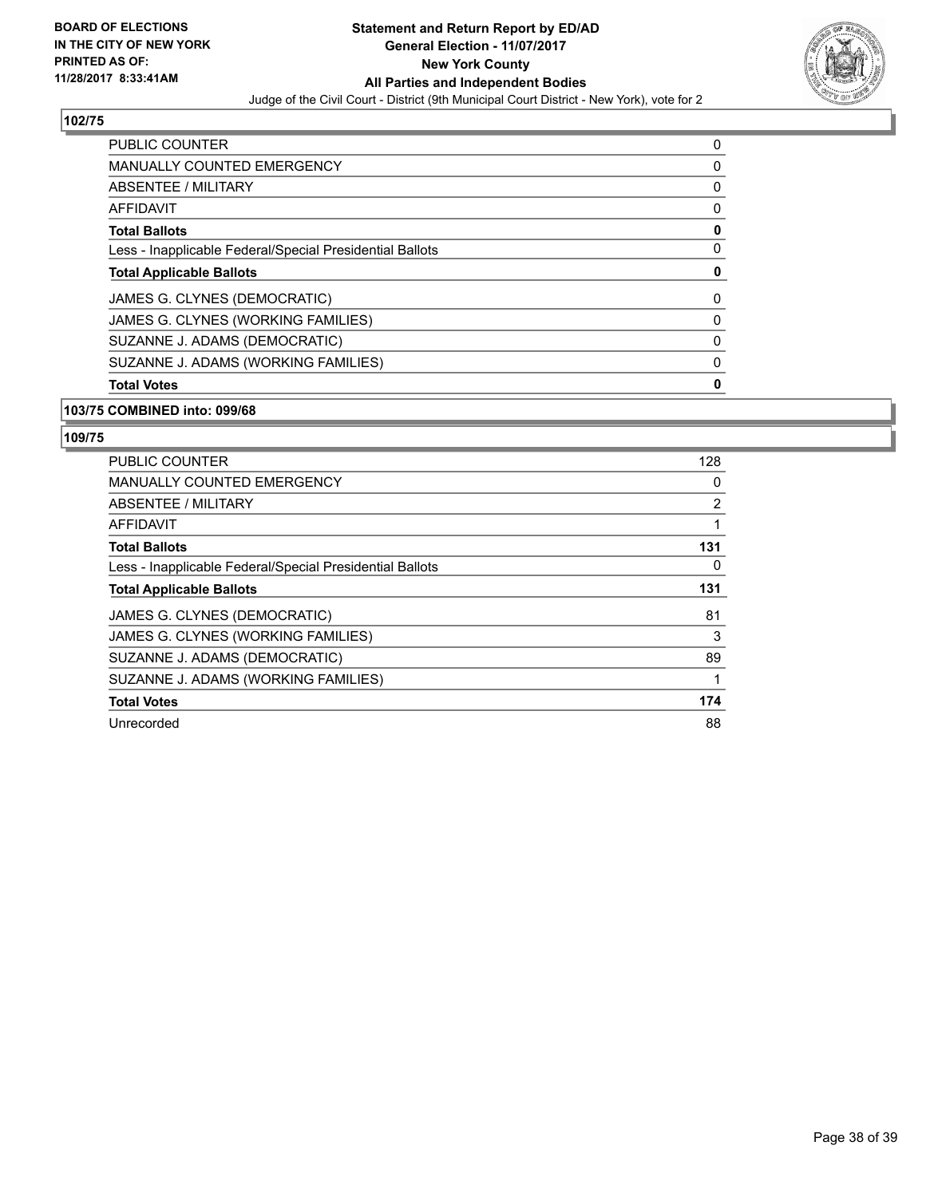**BOARD OF ELECTIONS IN THE CITY OF NEW YORK PRINTED AS OF: 11/28/2017 8:33:41AM**

**Statement and Return Report by ED/AD General Election - 11/07/2017 New York County All Parties and Independent Bodies**

Judge of the Civil Court - District (9th Municipal Court District - New York), vote for 2

**102/75**

| | |
|---|---|
| PUBLIC COUNTER | 0 |
| MANUALLY COUNTED EMERGENCY | 0 |
| ABSENTEE / MILITARY | 0 |
| AFFIDAVIT | 0 |
| **Total Ballots** | **0** |
| Less - Inapplicable Federal/Special Presidential Ballots | 0 |
| **Total Applicable Ballots** | **0** |
| JAMES G. CLYNES (DEMOCRATIC) | 0 |
| JAMES G. CLYNES (WORKING FAMILIES) | 0 |
| SUZANNE J. ADAMS (DEMOCRATIC) | 0 |
| SUZANNE J. ADAMS (WORKING FAMILIES) | 0 |
| **Total Votes** | **0** |

**103/75 COMBINED into: 099/68**

**109/75**

| | |
|---|---|
| PUBLIC COUNTER | 128 |
| MANUALLY COUNTED EMERGENCY | 0 |
| ABSENTEE / MILITARY | 2 |
| AFFIDAVIT | 1 |
| **Total Ballots** | **131** |
| Less - Inapplicable Federal/Special Presidential Ballots | 0 |
| **Total Applicable Ballots** | **131** |
| JAMES G. CLYNES (DEMOCRATIC) | 81 |
| JAMES G. CLYNES (WORKING FAMILIES) | 3 |
| SUZANNE J. ADAMS (DEMOCRATIC) | 89 |
| SUZANNE J. ADAMS (WORKING FAMILIES) | 1 |
| **Total Votes** | **174** |
| Unrecorded | 88 |